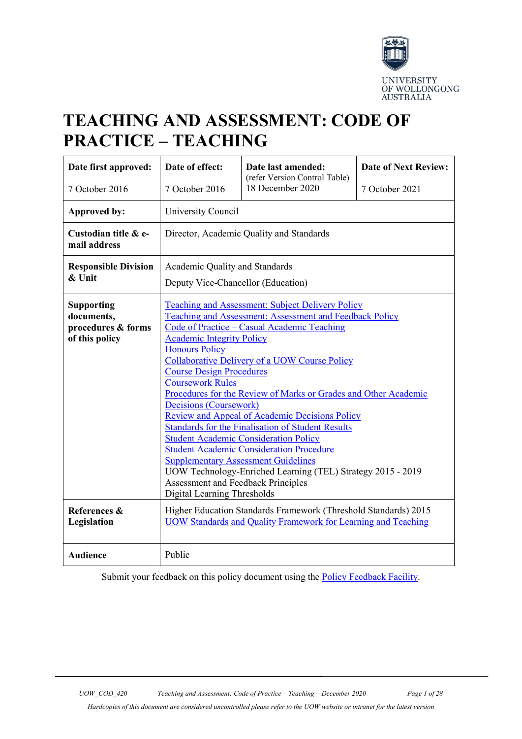UNIVERSITY OF WOLLONGONG AUSTRALIA

# TEACHING AND ASSESSMENT: CODE OF PRACTICE – TEACHING

| Date first approved: | Date of effect: | Date last amended: (refer Version Control Table) | Date of Next Review: |
|---|---|---|---|
| 7 October 2016 | 7 October 2016 | 18 December 2020 | 7 October 2021 |
| **Approved by:** | University Council | | |
| **Custodian title & e-mail address** | Director, Academic Quality and Standards | | |
| **Responsible Division & Unit** | Academic Quality and Standards<br>Deputy Vice-Chancellor (Education) | | |
| **Supporting documents, procedures & forms of this policy** | Teaching and Assessment: Subject Delivery Policy<br>Teaching and Assessment: Assessment and Feedback Policy<br>Code of Practice – Casual Academic Teaching<br>Academic Integrity Policy<br>Honours Policy<br>Collaborative Delivery of a UOW Course Policy<br>Course Design Procedures<br>Coursework Rules<br>Procedures for the Review of Marks or Grades and Other Academic Decisions (Coursework)<br>Review and Appeal of Academic Decisions Policy<br>Standards for the Finalisation of Student Results<br>Student Academic Consideration Policy<br>Student Academic Consideration Procedure<br>Supplementary Assessment Guidelines<br>UOW Technology-Enriched Learning (TEL) Strategy 2015 - 2019<br>Assessment and Feedback Principles<br>Digital Learning Thresholds | | |
| **References & Legislation** | Higher Education Standards Framework (Threshold Standards) 2015<br>UOW Standards and Quality Framework for Learning and Teaching | | |
| **Audience** | Public | | |

Submit your feedback on this policy document using the Policy Feedback Facility.

*Hardcopies of this document are considered uncontrolled please refer to the UOW website or intranet for the latest version*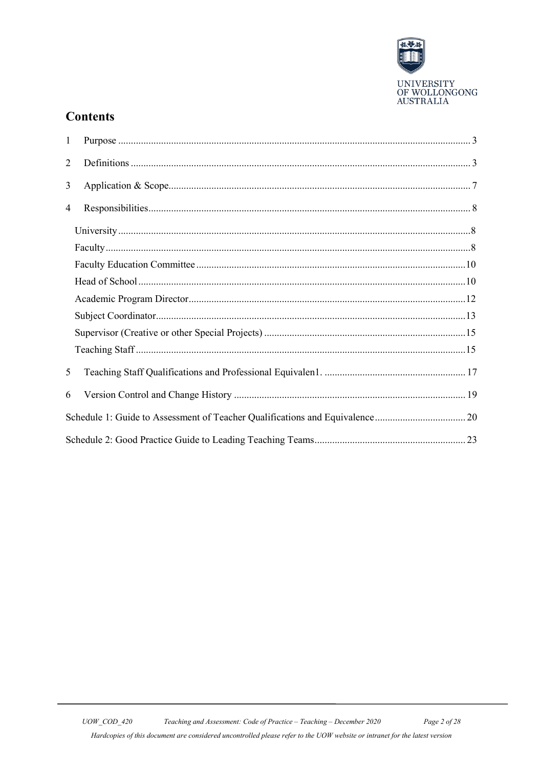## Contents

1 Purpose ........................................................................................................................................ 3

2 Definitions .................................................................................................................................... 3

3 Application & Scope..................................................................................................................... 7

4 Responsibilities............................................................................................................................. 8

University ......................................................................................................................................... 8

Faculty .............................................................................................................................................. 8

Faculty Education Committee ......................................................................................................... 10

Head of School ................................................................................................................................ 10

Academic Program Director............................................................................................................ 12

Subject Coordinator......................................................................................................................... 13

Supervisor (Creative or other Special Projects) .............................................................................. 15

Teaching Staff ................................................................................................................................. 15

5 Teaching Staff Qualifications and Professional Equivalen1. ...................................................... 17

6 Version Control and Change History .......................................................................................... 19

Schedule 1: Guide to Assessment of Teacher Qualifications and Equivalence................................... 20

Schedule 2: Good Practice Guide to Leading Teaching Teams........................................................... 23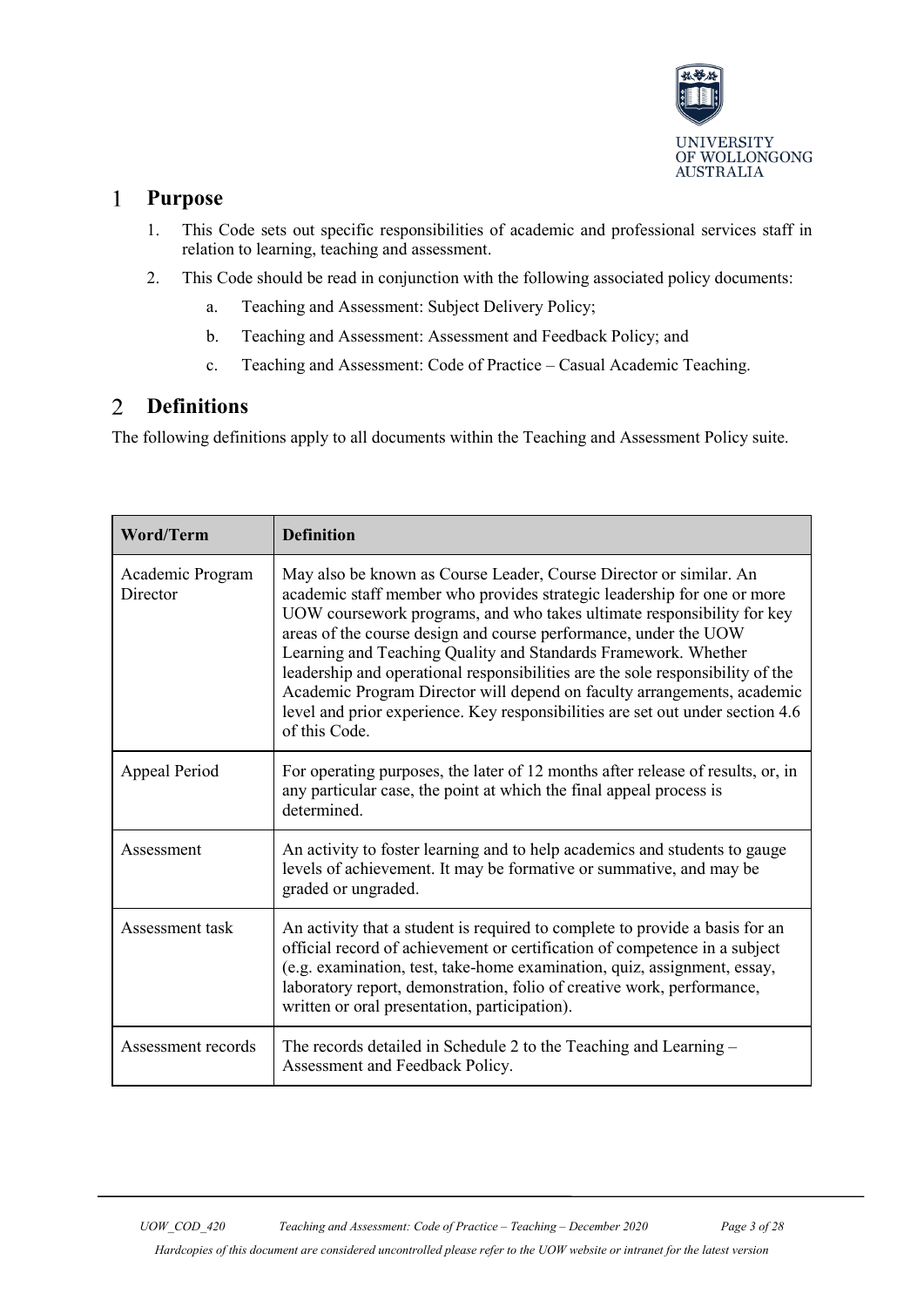# 1 Purpose

1. This Code sets out specific responsibilities of academic and professional services staff in relation to learning, teaching and assessment.
2. This Code should be read in conjunction with the following associated policy documents:
    a. Teaching and Assessment: Subject Delivery Policy;
    b. Teaching and Assessment: Assessment and Feedback Policy; and
    c. Teaching and Assessment: Code of Practice – Casual Academic Teaching.

# 2 Definitions

The following definitions apply to all documents within the Teaching and Assessment Policy suite.

| Word/Term | Definition |
|---|---|
| Academic Program Director | May also be known as Course Leader, Course Director or similar. An academic staff member who provides strategic leadership for one or more UOW coursework programs, and who takes ultimate responsibility for key areas of the course design and course performance, under the UOW Learning and Teaching Quality and Standards Framework. Whether leadership and operational responsibilities are the sole responsibility of the Academic Program Director will depend on faculty arrangements, academic level and prior experience. Key responsibilities are set out under section 4.6 of this Code. |
| Appeal Period | For operating purposes, the later of 12 months after release of results, or, in any particular case, the point at which the final appeal process is determined. |
| Assessment | An activity to foster learning and to help academics and students to gauge levels of achievement. It may be formative or summative, and may be graded or ungraded. |
| Assessment task | An activity that a student is required to complete to provide a basis for an official record of achievement or certification of competence in a subject (e.g. examination, test, take-home examination, quiz, assignment, essay, laboratory report, demonstration, folio of creative work, performance, written or oral presentation, participation). |
| Assessment records | The records detailed in Schedule 2 to the Teaching and Learning – Assessment and Feedback Policy. |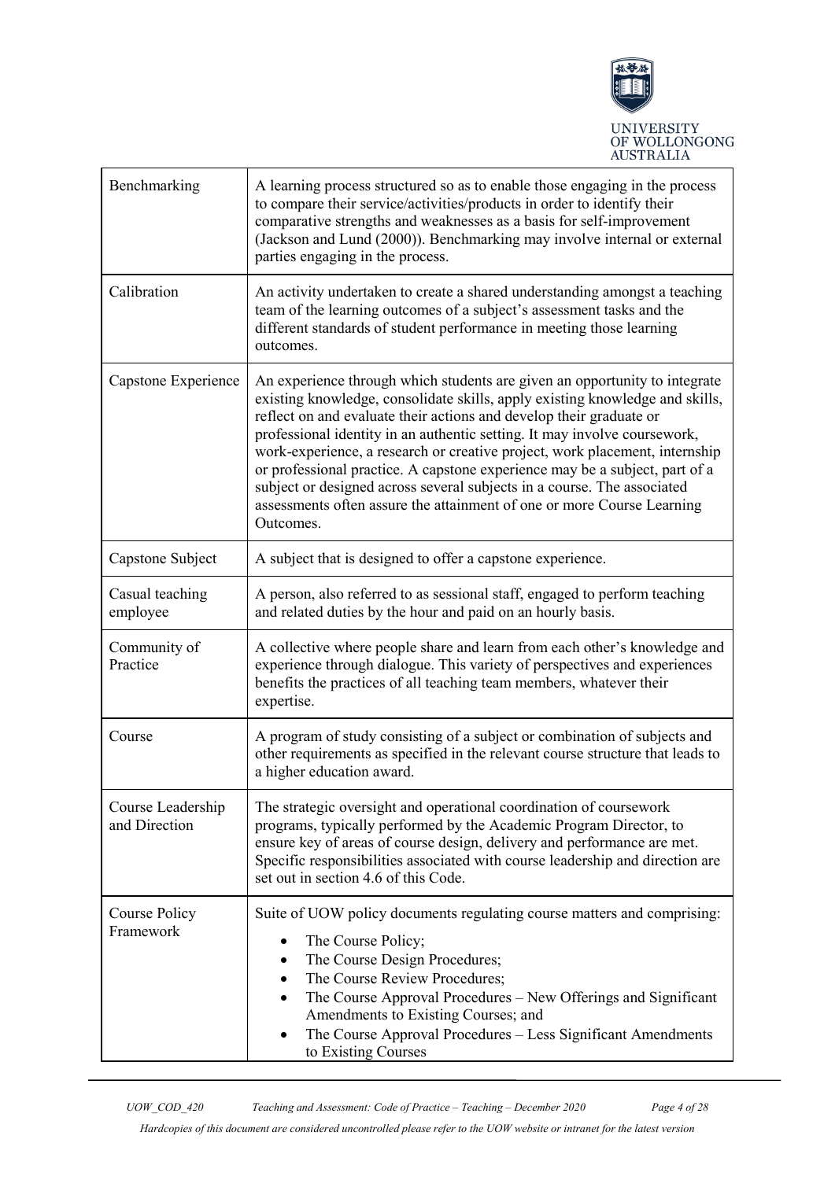| | |
|---|---|
| Benchmarking | A learning process structured so as to enable those engaging in the process to compare their service/activities/products in order to identify their comparative strengths and weaknesses as a basis for self-improvement (Jackson and Lund (2000)). Benchmarking may involve internal or external parties engaging in the process. |
| Calibration | An activity undertaken to create a shared understanding amongst a teaching team of the learning outcomes of a subject's assessment tasks and the different standards of student performance in meeting those learning outcomes. |
| Capstone Experience | An experience through which students are given an opportunity to integrate existing knowledge, consolidate skills, apply existing knowledge and skills, reflect on and evaluate their actions and develop their graduate or professional identity in an authentic setting. It may involve coursework, work-experience, a research or creative project, work placement, internship or professional practice. A capstone experience may be a subject, part of a subject or designed across several subjects in a course. The associated assessments often assure the attainment of one or more Course Learning Outcomes. |
| Capstone Subject | A subject that is designed to offer a capstone experience. |
| Casual teaching employee | A person, also referred to as sessional staff, engaged to perform teaching and related duties by the hour and paid on an hourly basis. |
| Community of Practice | A collective where people share and learn from each other's knowledge and experience through dialogue. This variety of perspectives and experiences benefits the practices of all teaching team members, whatever their expertise. |
| Course | A program of study consisting of a subject or combination of subjects and other requirements as specified in the relevant course structure that leads to a higher education award. |
| Course Leadership and Direction | The strategic oversight and operational coordination of coursework programs, typically performed by the Academic Program Director, to ensure key of areas of course design, delivery and performance are met. Specific responsibilities associated with course leadership and direction are set out in section 4.6 of this Code. |
| Course Policy Framework | Suite of UOW policy documents regulating course matters and comprising: <br>• The Course Policy; <br>• The Course Design Procedures; <br>• The Course Review Procedures; <br>• The Course Approval Procedures – New Offerings and Significant Amendments to Existing Courses; and <br>• The Course Approval Procedures – Less Significant Amendments to Existing Courses |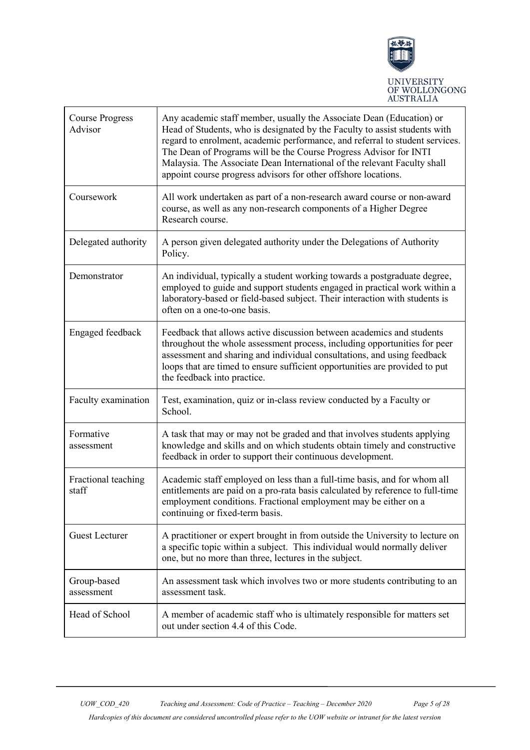| | |
|---|---|
| Course Progress Advisor | Any academic staff member, usually the Associate Dean (Education) or Head of Students, who is designated by the Faculty to assist students with regard to enrolment, academic performance, and referral to student services. The Dean of Programs will be the Course Progress Advisor for INTI Malaysia. The Associate Dean International of the relevant Faculty shall appoint course progress advisors for other offshore locations. |
| Coursework | All work undertaken as part of a non-research award course or non-award course, as well as any non-research components of a Higher Degree Research course. |
| Delegated authority | A person given delegated authority under the Delegations of Authority Policy. |
| Demonstrator | An individual, typically a student working towards a postgraduate degree, employed to guide and support students engaged in practical work within a laboratory-based or field-based subject. Their interaction with students is often on a one-to-one basis. |
| Engaged feedback | Feedback that allows active discussion between academics and students throughout the whole assessment process, including opportunities for peer assessment and sharing and individual consultations, and using feedback loops that are timed to ensure sufficient opportunities are provided to put the feedback into practice. |
| Faculty examination | Test, examination, quiz or in-class review conducted by a Faculty or School. |
| Formative assessment | A task that may or may not be graded and that involves students applying knowledge and skills and on which students obtain timely and constructive feedback in order to support their continuous development. |
| Fractional teaching staff | Academic staff employed on less than a full-time basis, and for whom all entitlements are paid on a pro-rata basis calculated by reference to full-time employment conditions. Fractional employment may be either on a continuing or fixed-term basis. |
| Guest Lecturer | A practitioner or expert brought in from outside the University to lecture on a specific topic within a subject. This individual would normally deliver one, but no more than three, lectures in the subject. |
| Group-based assessment | An assessment task which involves two or more students contributing to an assessment task. |
| Head of School | A member of academic staff who is ultimately responsible for matters set out under section 4.4 of this Code. |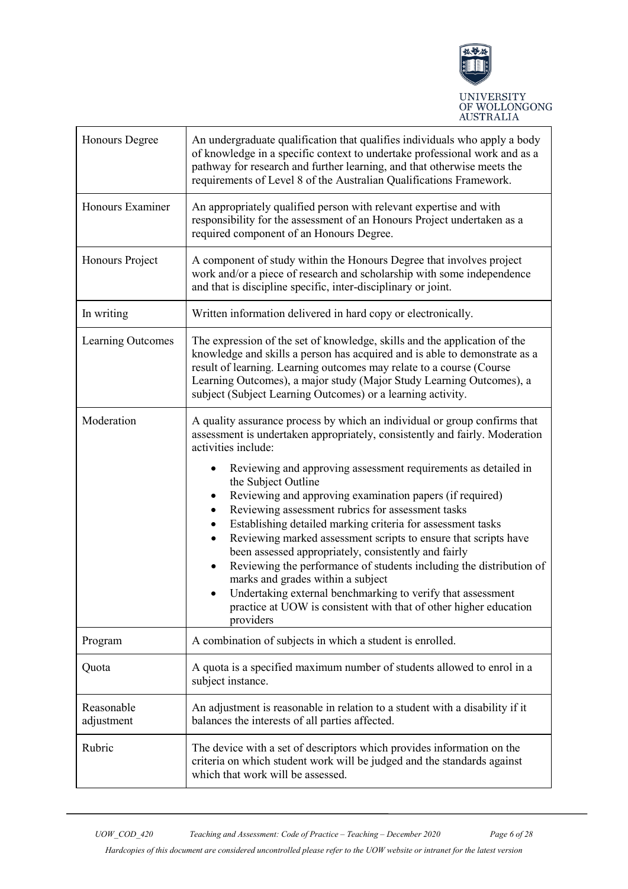| | |
|---|---|
| Honours Degree | An undergraduate qualification that qualifies individuals who apply a body of knowledge in a specific context to undertake professional work and as a pathway for research and further learning, and that otherwise meets the requirements of Level 8 of the Australian Qualifications Framework. |
| Honours Examiner | An appropriately qualified person with relevant expertise and with responsibility for the assessment of an Honours Project undertaken as a required component of an Honours Degree. |
| Honours Project | A component of study within the Honours Degree that involves project work and/or a piece of research and scholarship with some independence and that is discipline specific, inter-disciplinary or joint. |
| In writing | Written information delivered in hard copy or electronically. |
| Learning Outcomes | The expression of the set of knowledge, skills and the application of the knowledge and skills a person has acquired and is able to demonstrate as a result of learning. Learning outcomes may relate to a course (Course Learning Outcomes), a major study (Major Study Learning Outcomes), a subject (Subject Learning Outcomes) or a learning activity. |
| Moderation | A quality assurance process by which an individual or group confirms that assessment is undertaken appropriately, consistently and fairly. Moderation activities include:<br>• Reviewing and approving assessment requirements as detailed in the Subject Outline<br>• Reviewing and approving examination papers (if required)<br>• Reviewing assessment rubrics for assessment tasks<br>• Establishing detailed marking criteria for assessment tasks<br>• Reviewing marked assessment scripts to ensure that scripts have been assessed appropriately, consistently and fairly<br>• Reviewing the performance of students including the distribution of marks and grades within a subject<br>• Undertaking external benchmarking to verify that assessment practice at UOW is consistent with that of other higher education providers |
| Program | A combination of subjects in which a student is enrolled. |
| Quota | A quota is a specified maximum number of students allowed to enrol in a subject instance. |
| Reasonable adjustment | An adjustment is reasonable in relation to a student with a disability if it balances the interests of all parties affected. |
| Rubric | The device with a set of descriptors which provides information on the criteria on which student work will be judged and the standards against which that work will be assessed. |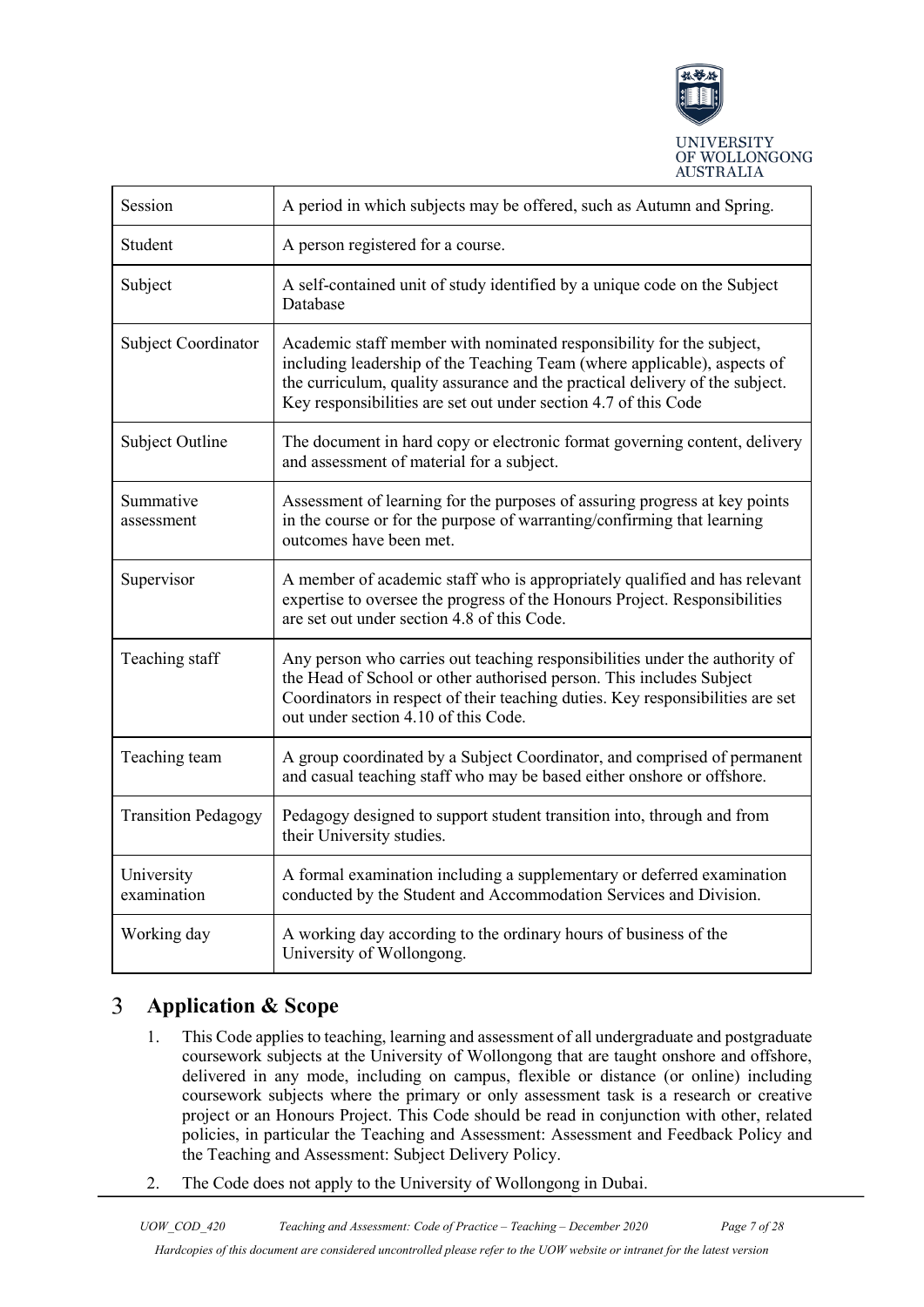| Session | A period in which subjects may be offered, such as Autumn and Spring. |
|---|---|
| Student | A person registered for a course. |
| Subject | A self-contained unit of study identified by a unique code on the Subject Database |
| Subject Coordinator | Academic staff member with nominated responsibility for the subject, including leadership of the Teaching Team (where applicable), aspects of the curriculum, quality assurance and the practical delivery of the subject. Key responsibilities are set out under section 4.7 of this Code |
| Subject Outline | The document in hard copy or electronic format governing content, delivery and assessment of material for a subject. |
| Summative assessment | Assessment of learning for the purposes of assuring progress at key points in the course or for the purpose of warranting/confirming that learning outcomes have been met. |
| Supervisor | A member of academic staff who is appropriately qualified and has relevant expertise to oversee the progress of the Honours Project. Responsibilities are set out under section 4.8 of this Code. |
| Teaching staff | Any person who carries out teaching responsibilities under the authority of the Head of School or other authorised person. This includes Subject Coordinators in respect of their teaching duties. Key responsibilities are set out under section 4.10 of this Code. |
| Teaching team | A group coordinated by a Subject Coordinator, and comprised of permanent and casual teaching staff who may be based either onshore or offshore. |
| Transition Pedagogy | Pedagogy designed to support student transition into, through and from their University studies. |
| University examination | A formal examination including a supplementary or deferred examination conducted by the Student and Accommodation Services and Division. |
| Working day | A working day according to the ordinary hours of business of the University of Wollongong. |

# 3 Application & Scope

1. This Code applies to teaching, learning and assessment of all undergraduate and postgraduate coursework subjects at the University of Wollongong that are taught onshore and offshore, delivered in any mode, including on campus, flexible or distance (or online) including coursework subjects where the primary or only assessment task is a research or creative project or an Honours Project. This Code should be read in conjunction with other, related policies, in particular the Teaching and Assessment: Assessment and Feedback Policy and the Teaching and Assessment: Subject Delivery Policy.
2. The Code does not apply to the University of Wollongong in Dubai.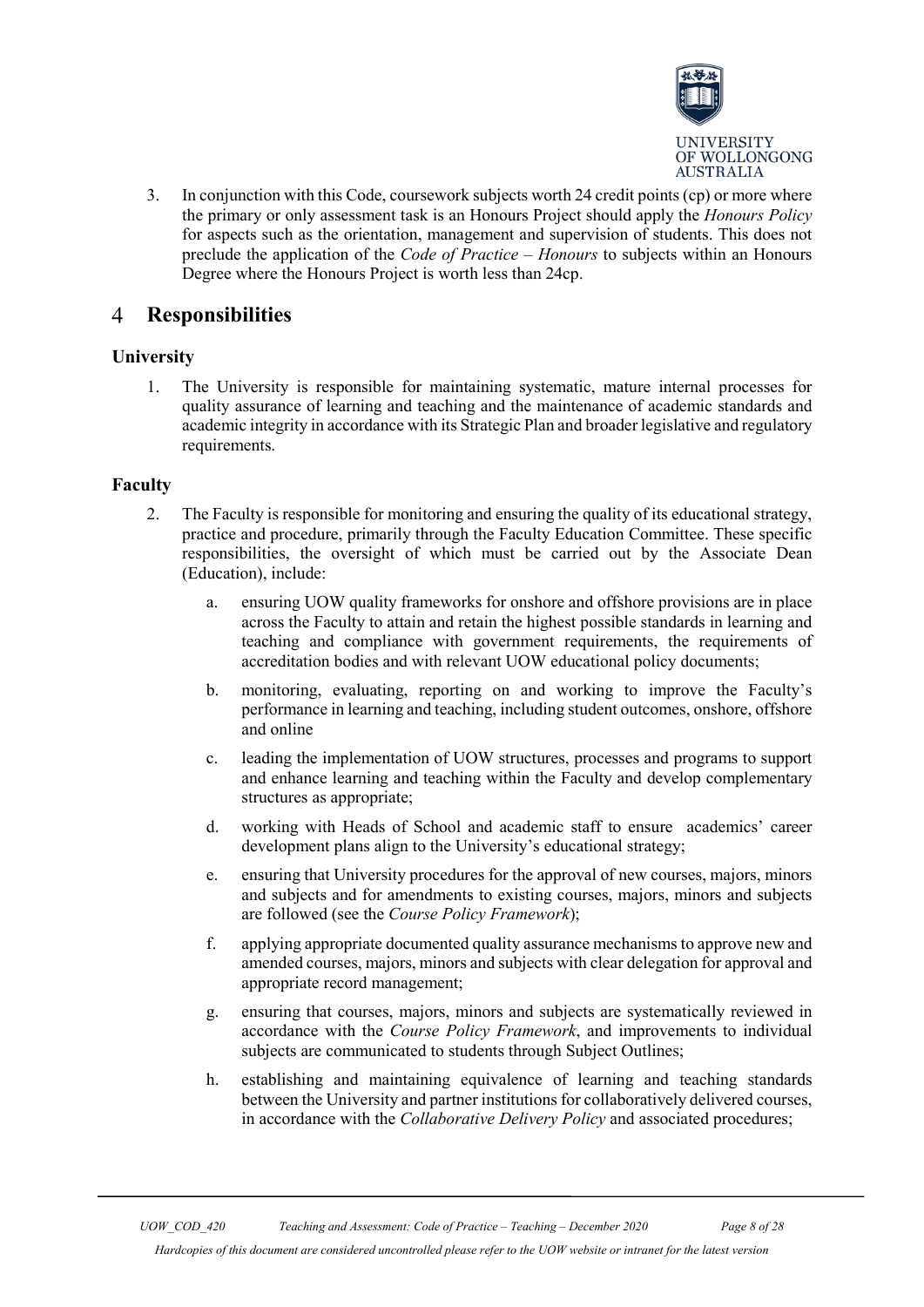3. In conjunction with this Code, coursework subjects worth 24 credit points (cp) or more where the primary or only assessment task is an Honours Project should apply the *Honours Policy* for aspects such as the orientation, management and supervision of students. This does not preclude the application of the *Code of Practice – Honours* to subjects within an Honours Degree where the Honours Project is worth less than 24cp.

# 4 Responsibilities

### University

1. The University is responsible for maintaining systematic, mature internal processes for quality assurance of learning and teaching and the maintenance of academic standards and academic integrity in accordance with its Strategic Plan and broader legislative and regulatory requirements.

### Faculty

2. The Faculty is responsible for monitoring and ensuring the quality of its educational strategy, practice and procedure, primarily through the Faculty Education Committee. These specific responsibilities, the oversight of which must be carried out by the Associate Dean (Education), include:

    a. ensuring UOW quality frameworks for onshore and offshore provisions are in place across the Faculty to attain and retain the highest possible standards in learning and teaching and compliance with government requirements, the requirements of accreditation bodies and with relevant UOW educational policy documents;

    b. monitoring, evaluating, reporting on and working to improve the Faculty's performance in learning and teaching, including student outcomes, onshore, offshore and online

    c. leading the implementation of UOW structures, processes and programs to support and enhance learning and teaching within the Faculty and develop complementary structures as appropriate;

    d. working with Heads of School and academic staff to ensure academics' career development plans align to the University's educational strategy;

    e. ensuring that University procedures for the approval of new courses, majors, minors and subjects and for amendments to existing courses, majors, minors and subjects are followed (see the *Course Policy Framework*);

    f. applying appropriate documented quality assurance mechanisms to approve new and amended courses, majors, minors and subjects with clear delegation for approval and appropriate record management;

    g. ensuring that courses, majors, minors and subjects are systematically reviewed in accordance with the *Course Policy Framework*, and improvements to individual subjects are communicated to students through Subject Outlines;

    h. establishing and maintaining equivalence of learning and teaching standards between the University and partner institutions for collaboratively delivered courses, in accordance with the *Collaborative Delivery Policy* and associated procedures;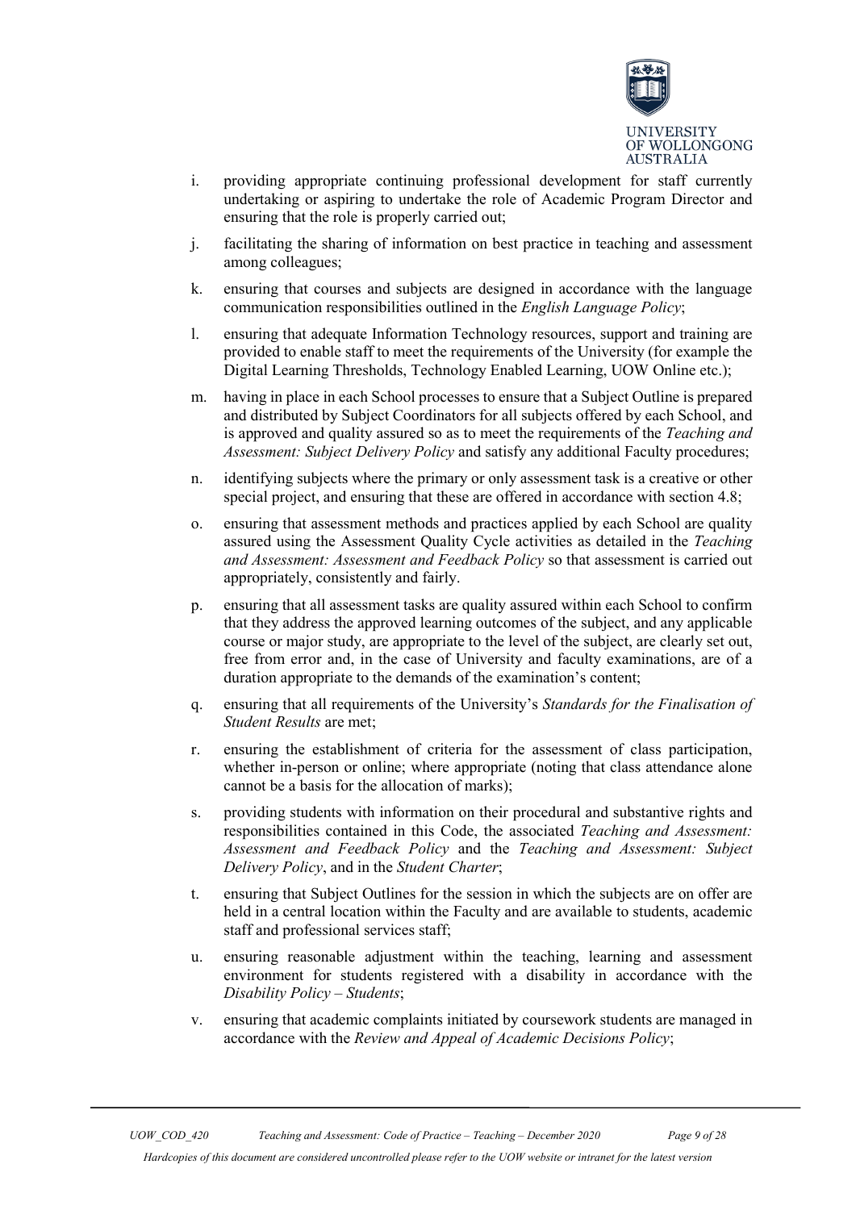i. providing appropriate continuing professional development for staff currently undertaking or aspiring to undertake the role of Academic Program Director and ensuring that the role is properly carried out;

j. facilitating the sharing of information on best practice in teaching and assessment among colleagues;

k. ensuring that courses and subjects are designed in accordance with the language communication responsibilities outlined in the *English Language Policy*;

l. ensuring that adequate Information Technology resources, support and training are provided to enable staff to meet the requirements of the University (for example the Digital Learning Thresholds, Technology Enabled Learning, UOW Online etc.);

m. having in place in each School processes to ensure that a Subject Outline is prepared and distributed by Subject Coordinators for all subjects offered by each School, and is approved and quality assured so as to meet the requirements of the *Teaching and Assessment: Subject Delivery Policy* and satisfy any additional Faculty procedures;

n. identifying subjects where the primary or only assessment task is a creative or other special project, and ensuring that these are offered in accordance with section 4.8;

o. ensuring that assessment methods and practices applied by each School are quality assured using the Assessment Quality Cycle activities as detailed in the *Teaching and Assessment: Assessment and Feedback Policy* so that assessment is carried out appropriately, consistently and fairly.

p. ensuring that all assessment tasks are quality assured within each School to confirm that they address the approved learning outcomes of the subject, and any applicable course or major study, are appropriate to the level of the subject, are clearly set out, free from error and, in the case of University and faculty examinations, are of a duration appropriate to the demands of the examination's content;

q. ensuring that all requirements of the University's *Standards for the Finalisation of Student Results* are met;

r. ensuring the establishment of criteria for the assessment of class participation, whether in-person or online; where appropriate (noting that class attendance alone cannot be a basis for the allocation of marks);

s. providing students with information on their procedural and substantive rights and responsibilities contained in this Code, the associated *Teaching and Assessment: Assessment and Feedback Policy* and the *Teaching and Assessment: Subject Delivery Policy*, and in the *Student Charter*;

t. ensuring that Subject Outlines for the session in which the subjects are on offer are held in a central location within the Faculty and are available to students, academic staff and professional services staff;

u. ensuring reasonable adjustment within the teaching, learning and assessment environment for students registered with a disability in accordance with the *Disability Policy – Students*;

v. ensuring that academic complaints initiated by coursework students are managed in accordance with the *Review and Appeal of Academic Decisions Policy*;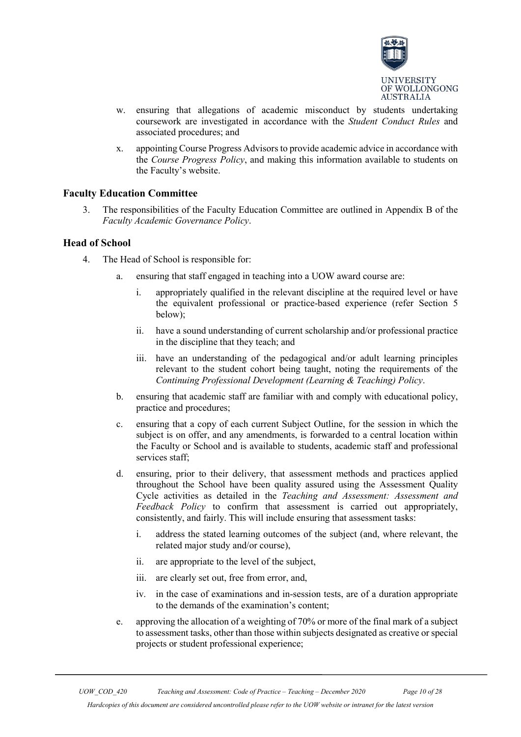w. ensuring that allegations of academic misconduct by students undertaking coursework are investigated in accordance with the *Student Conduct Rules* and associated procedures; and

x. appointing Course Progress Advisors to provide academic advice in accordance with the *Course Progress Policy*, and making this information available to students on the Faculty's website.

### Faculty Education Committee

3. The responsibilities of the Faculty Education Committee are outlined in Appendix B of the *Faculty Academic Governance Policy*.

### Head of School

4. The Head of School is responsible for:

   a. ensuring that staff engaged in teaching into a UOW award course are:

      i. appropriately qualified in the relevant discipline at the required level or have the equivalent professional or practice-based experience (refer Section 5 below);

      ii. have a sound understanding of current scholarship and/or professional practice in the discipline that they teach; and

      iii. have an understanding of the pedagogical and/or adult learning principles relevant to the student cohort being taught, noting the requirements of the *Continuing Professional Development (Learning & Teaching) Policy*.

   b. ensuring that academic staff are familiar with and comply with educational policy, practice and procedures;

   c. ensuring that a copy of each current Subject Outline, for the session in which the subject is on offer, and any amendments, is forwarded to a central location within the Faculty or School and is available to students, academic staff and professional services staff;

   d. ensuring, prior to their delivery, that assessment methods and practices applied throughout the School have been quality assured using the Assessment Quality Cycle activities as detailed in the *Teaching and Assessment: Assessment and Feedback Policy* to confirm that assessment is carried out appropriately, consistently, and fairly. This will include ensuring that assessment tasks:

      i. address the stated learning outcomes of the subject (and, where relevant, the related major study and/or course),

      ii. are appropriate to the level of the subject,

      iii. are clearly set out, free from error, and,

      iv. in the case of examinations and in-session tests, are of a duration appropriate to the demands of the examination's content;

   e. approving the allocation of a weighting of 70% or more of the final mark of a subject to assessment tasks, other than those within subjects designated as creative or special projects or student professional experience;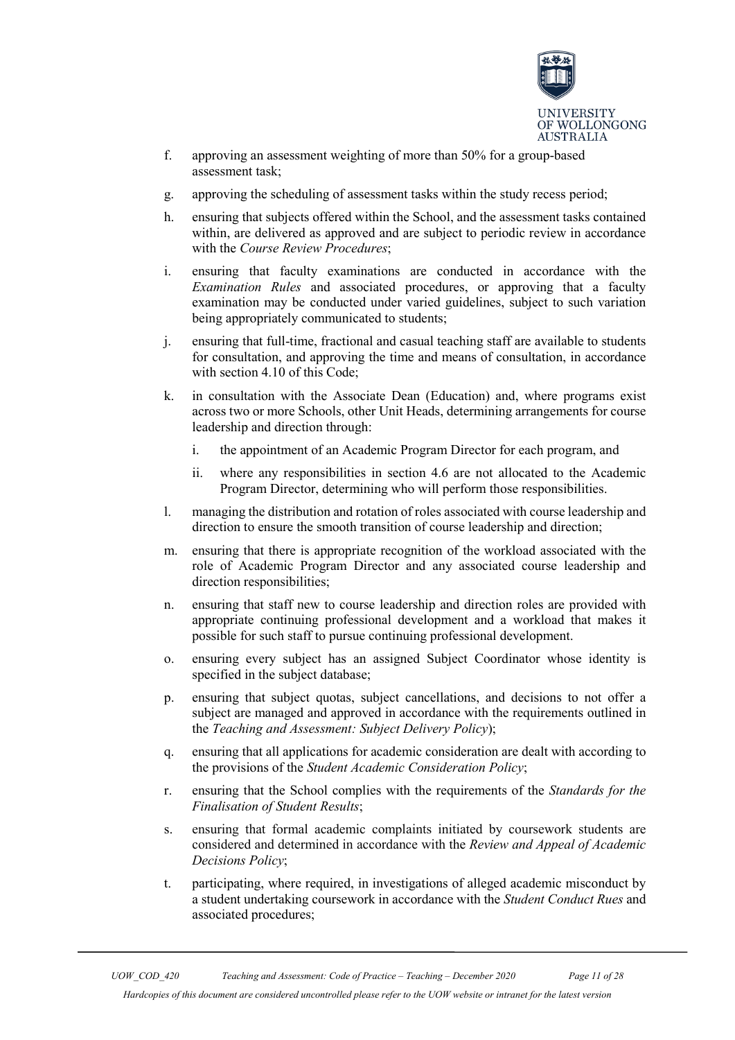f. approving an assessment weighting of more than 50% for a group-based assessment task;

g. approving the scheduling of assessment tasks within the study recess period;

h. ensuring that subjects offered within the School, and the assessment tasks contained within, are delivered as approved and are subject to periodic review in accordance with the *Course Review Procedures*;

i. ensuring that faculty examinations are conducted in accordance with the *Examination Rules* and associated procedures, or approving that a faculty examination may be conducted under varied guidelines, subject to such variation being appropriately communicated to students;

j. ensuring that full-time, fractional and casual teaching staff are available to students for consultation, and approving the time and means of consultation, in accordance with section 4.10 of this Code;

k. in consultation with the Associate Dean (Education) and, where programs exist across two or more Schools, other Unit Heads, determining arrangements for course leadership and direction through:

   i. the appointment of an Academic Program Director for each program, and

   ii. where any responsibilities in section 4.6 are not allocated to the Academic Program Director, determining who will perform those responsibilities.

l. managing the distribution and rotation of roles associated with course leadership and direction to ensure the smooth transition of course leadership and direction;

m. ensuring that there is appropriate recognition of the workload associated with the role of Academic Program Director and any associated course leadership and direction responsibilities;

n. ensuring that staff new to course leadership and direction roles are provided with appropriate continuing professional development and a workload that makes it possible for such staff to pursue continuing professional development.

o. ensuring every subject has an assigned Subject Coordinator whose identity is specified in the subject database;

p. ensuring that subject quotas, subject cancellations, and decisions to not offer a subject are managed and approved in accordance with the requirements outlined in the *Teaching and Assessment: Subject Delivery Policy*);

q. ensuring that all applications for academic consideration are dealt with according to the provisions of the *Student Academic Consideration Policy*;

r. ensuring that the School complies with the requirements of the *Standards for the Finalisation of Student Results*;

s. ensuring that formal academic complaints initiated by coursework students are considered and determined in accordance with the *Review and Appeal of Academic Decisions Policy*;

t. participating, where required, in investigations of alleged academic misconduct by a student undertaking coursework in accordance with the *Student Conduct Rues* and associated procedures;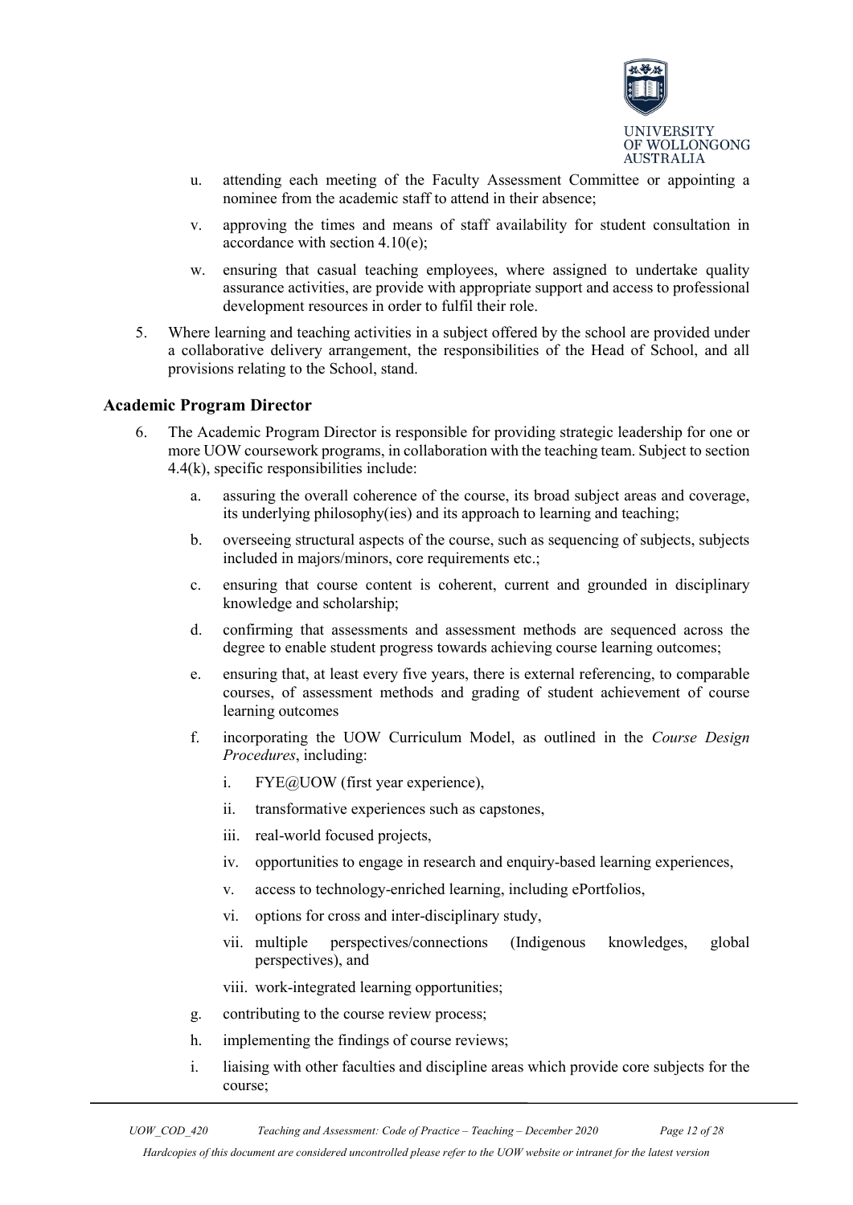u. attending each meeting of the Faculty Assessment Committee or appointing a nominee from the academic staff to attend in their absence;

v. approving the times and means of staff availability for student consultation in accordance with section 4.10(e);

w. ensuring that casual teaching employees, where assigned to undertake quality assurance activities, are provide with appropriate support and access to professional development resources in order to fulfil their role.

5. Where learning and teaching activities in a subject offered by the school are provided under a collaborative delivery arrangement, the responsibilities of the Head of School, and all provisions relating to the School, stand.

### Academic Program Director

6. The Academic Program Director is responsible for providing strategic leadership for one or more UOW coursework programs, in collaboration with the teaching team. Subject to section 4.4(k), specific responsibilities include:

   a. assuring the overall coherence of the course, its broad subject areas and coverage, its underlying philosophy(ies) and its approach to learning and teaching;

   b. overseeing structural aspects of the course, such as sequencing of subjects, subjects included in majors/minors, core requirements etc.;

   c. ensuring that course content is coherent, current and grounded in disciplinary knowledge and scholarship;

   d. confirming that assessments and assessment methods are sequenced across the degree to enable student progress towards achieving course learning outcomes;

   e. ensuring that, at least every five years, there is external referencing, to comparable courses, of assessment methods and grading of student achievement of course learning outcomes

   f. incorporating the UOW Curriculum Model, as outlined in the *Course Design Procedures*, including:

      i. FYE@UOW (first year experience),

      ii. transformative experiences such as capstones,

      iii. real-world focused projects,

      iv. opportunities to engage in research and enquiry-based learning experiences,

      v. access to technology-enriched learning, including ePortfolios,

      vi. options for cross and inter-disciplinary study,

      vii. multiple perspectives/connections (Indigenous knowledges, global perspectives), and

      viii. work-integrated learning opportunities;

   g. contributing to the course review process;

   h. implementing the findings of course reviews;

   i. liaising with other faculties and discipline areas which provide core subjects for the course;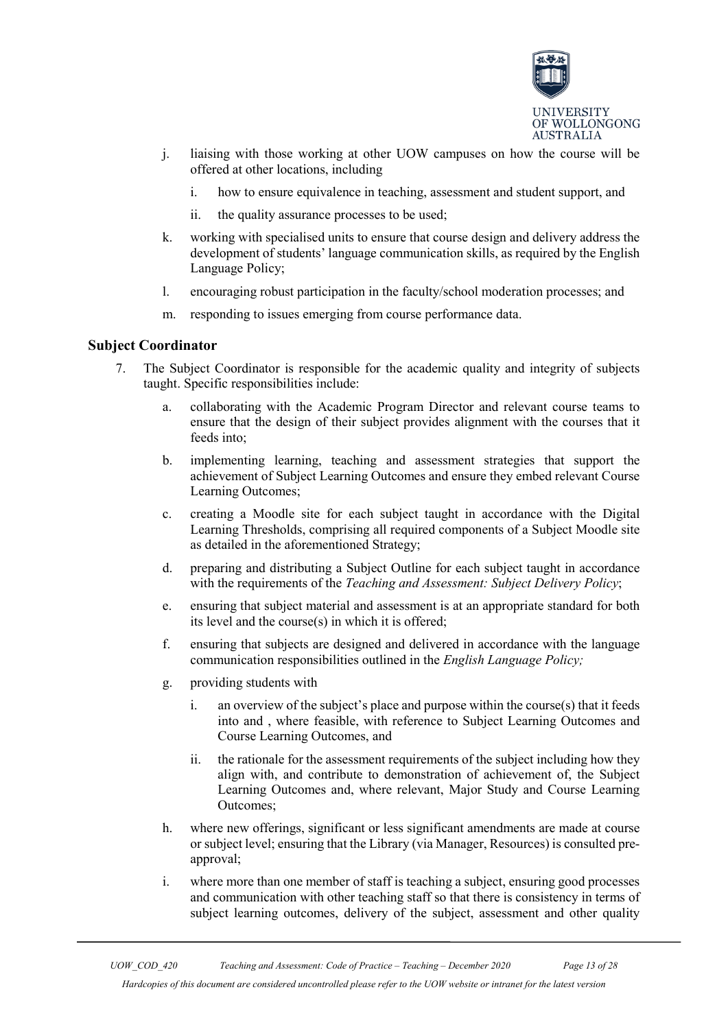j. liaising with those working at other UOW campuses on how the course will be offered at other locations, including

   i. how to ensure equivalence in teaching, assessment and student support, and

   ii. the quality assurance processes to be used;

k. working with specialised units to ensure that course design and delivery address the development of students' language communication skills, as required by the English Language Policy;

l. encouraging robust participation in the faculty/school moderation processes; and

m. responding to issues emerging from course performance data.

### Subject Coordinator

7. The Subject Coordinator is responsible for the academic quality and integrity of subjects taught. Specific responsibilities include:

   a. collaborating with the Academic Program Director and relevant course teams to ensure that the design of their subject provides alignment with the courses that it feeds into;

   b. implementing learning, teaching and assessment strategies that support the achievement of Subject Learning Outcomes and ensure they embed relevant Course Learning Outcomes;

   c. creating a Moodle site for each subject taught in accordance with the Digital Learning Thresholds, comprising all required components of a Subject Moodle site as detailed in the aforementioned Strategy;

   d. preparing and distributing a Subject Outline for each subject taught in accordance with the requirements of the *Teaching and Assessment: Subject Delivery Policy*;

   e. ensuring that subject material and assessment is at an appropriate standard for both its level and the course(s) in which it is offered;

   f. ensuring that subjects are designed and delivered in accordance with the language communication responsibilities outlined in the *English Language Policy;*

   g. providing students with

      i. an overview of the subject's place and purpose within the course(s) that it feeds into and , where feasible, with reference to Subject Learning Outcomes and Course Learning Outcomes, and

      ii. the rationale for the assessment requirements of the subject including how they align with, and contribute to demonstration of achievement of, the Subject Learning Outcomes and, where relevant, Major Study and Course Learning Outcomes;

   h. where new offerings, significant or less significant amendments are made at course or subject level; ensuring that the Library (via Manager, Resources) is consulted pre-approval;

   i. where more than one member of staff is teaching a subject, ensuring good processes and communication with other teaching staff so that there is consistency in terms of subject learning outcomes, delivery of the subject, assessment and other quality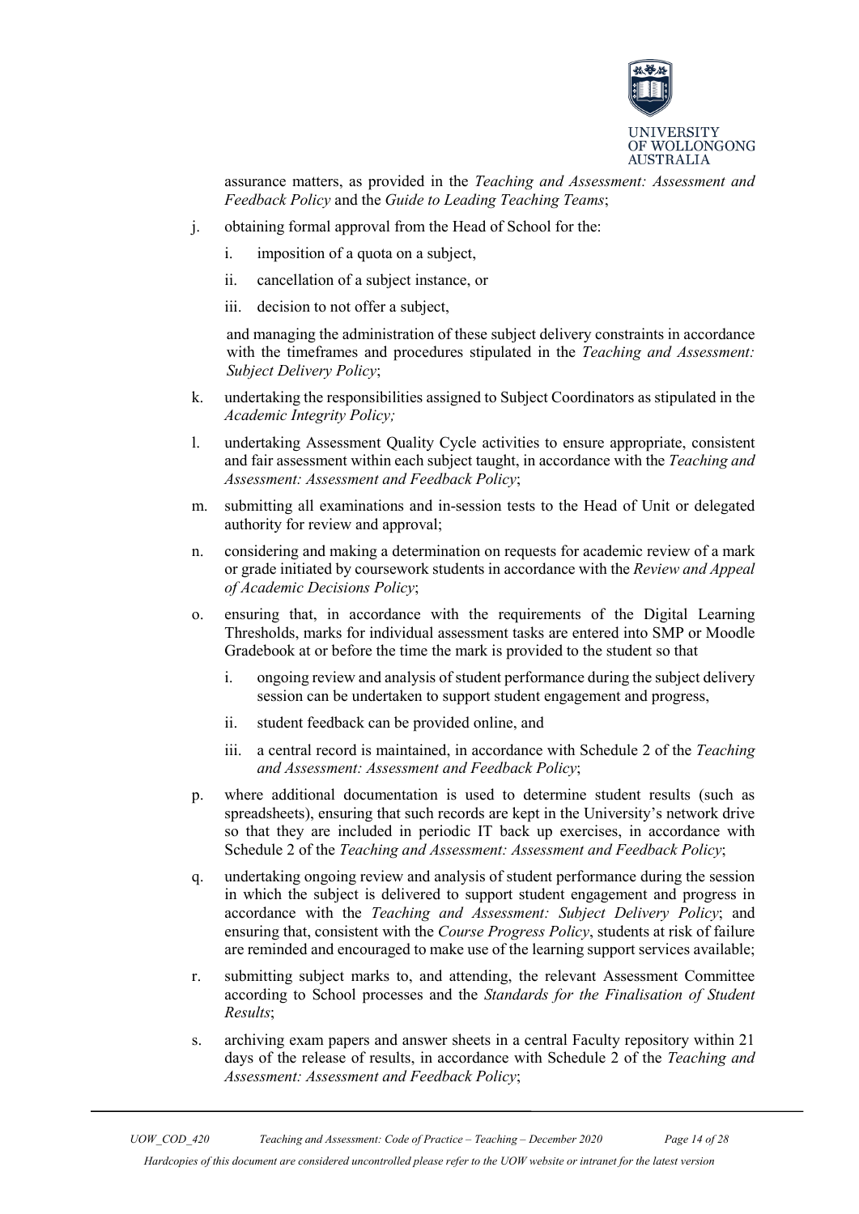assurance matters, as provided in the *Teaching and Assessment: Assessment and Feedback Policy* and the *Guide to Leading Teaching Teams*;

j. obtaining formal approval from the Head of School for the:

   i. imposition of a quota on a subject,

   ii. cancellation of a subject instance, or

   iii. decision to not offer a subject,

   and managing the administration of these subject delivery constraints in accordance with the timeframes and procedures stipulated in the *Teaching and Assessment: Subject Delivery Policy*;

k. undertaking the responsibilities assigned to Subject Coordinators as stipulated in the *Academic Integrity Policy;*

l. undertaking Assessment Quality Cycle activities to ensure appropriate, consistent and fair assessment within each subject taught, in accordance with the *Teaching and Assessment: Assessment and Feedback Policy*;

m. submitting all examinations and in-session tests to the Head of Unit or delegated authority for review and approval;

n. considering and making a determination on requests for academic review of a mark or grade initiated by coursework students in accordance with the *Review and Appeal of Academic Decisions Policy*;

o. ensuring that, in accordance with the requirements of the Digital Learning Thresholds, marks for individual assessment tasks are entered into SMP or Moodle Gradebook at or before the time the mark is provided to the student so that

   i. ongoing review and analysis of student performance during the subject delivery session can be undertaken to support student engagement and progress,

   ii. student feedback can be provided online, and

   iii. a central record is maintained, in accordance with Schedule 2 of the *Teaching and Assessment: Assessment and Feedback Policy*;

p. where additional documentation is used to determine student results (such as spreadsheets), ensuring that such records are kept in the University's network drive so that they are included in periodic IT back up exercises, in accordance with Schedule 2 of the *Teaching and Assessment: Assessment and Feedback Policy*;

q. undertaking ongoing review and analysis of student performance during the session in which the subject is delivered to support student engagement and progress in accordance with the *Teaching and Assessment: Subject Delivery Policy*; and ensuring that, consistent with the *Course Progress Policy*, students at risk of failure are reminded and encouraged to make use of the learning support services available;

r. submitting subject marks to, and attending, the relevant Assessment Committee according to School processes and the *Standards for the Finalisation of Student Results*;

s. archiving exam papers and answer sheets in a central Faculty repository within 21 days of the release of results, in accordance with Schedule 2 of the *Teaching and Assessment: Assessment and Feedback Policy*;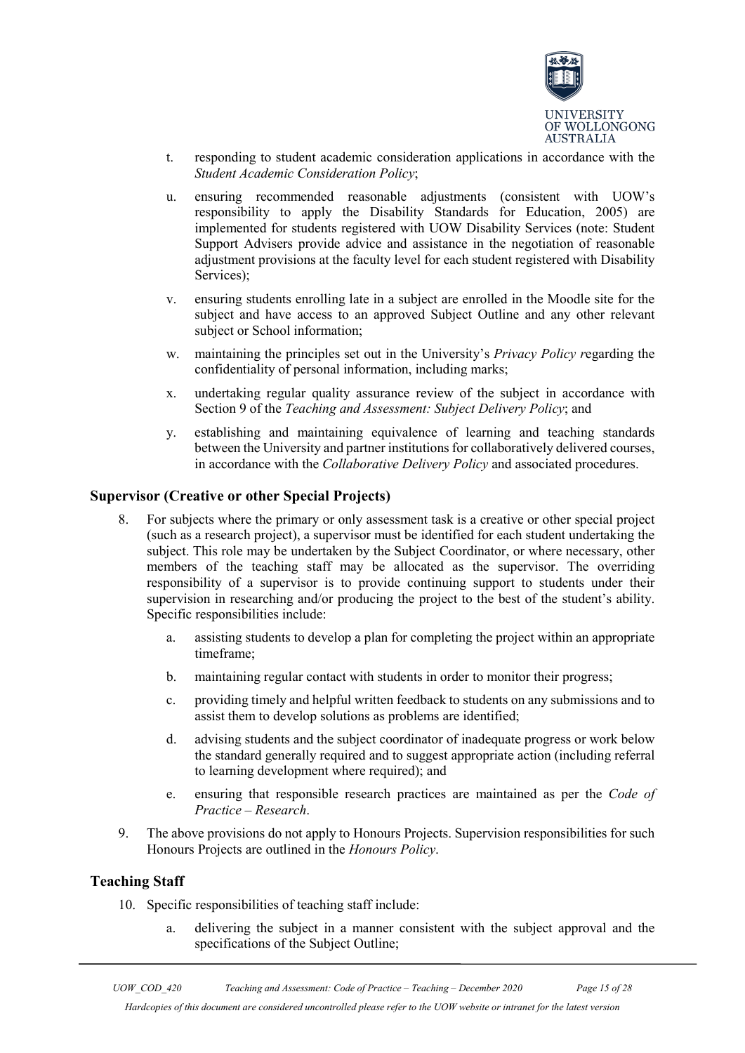t. responding to student academic consideration applications in accordance with the *Student Academic Consideration Policy*;

u. ensuring recommended reasonable adjustments (consistent with UOW's responsibility to apply the Disability Standards for Education, 2005) are implemented for students registered with UOW Disability Services (note: Student Support Advisers provide advice and assistance in the negotiation of reasonable adjustment provisions at the faculty level for each student registered with Disability Services);

v. ensuring students enrolling late in a subject are enrolled in the Moodle site for the subject and have access to an approved Subject Outline and any other relevant subject or School information;

w. maintaining the principles set out in the University's *Privacy Policy r*egarding the confidentiality of personal information, including marks;

x. undertaking regular quality assurance review of the subject in accordance with Section 9 of the *Teaching and Assessment: Subject Delivery Policy*; and

y. establishing and maintaining equivalence of learning and teaching standards between the University and partner institutions for collaboratively delivered courses, in accordance with the *Collaborative Delivery Policy* and associated procedures.

## Supervisor (Creative or other Special Projects)

8. For subjects where the primary or only assessment task is a creative or other special project (such as a research project), a supervisor must be identified for each student undertaking the subject. This role may be undertaken by the Subject Coordinator, or where necessary, other members of the teaching staff may be allocated as the supervisor. The overriding responsibility of a supervisor is to provide continuing support to students under their supervision in researching and/or producing the project to the best of the student's ability. Specific responsibilities include:

   a. assisting students to develop a plan for completing the project within an appropriate timeframe;

   b. maintaining regular contact with students in order to monitor their progress;

   c. providing timely and helpful written feedback to students on any submissions and to assist them to develop solutions as problems are identified;

   d. advising students and the subject coordinator of inadequate progress or work below the standard generally required and to suggest appropriate action (including referral to learning development where required); and

   e. ensuring that responsible research practices are maintained as per the *Code of Practice – Research*.

9. The above provisions do not apply to Honours Projects. Supervision responsibilities for such Honours Projects are outlined in the *Honours Policy*.

## Teaching Staff

10. Specific responsibilities of teaching staff include:

    a. delivering the subject in a manner consistent with the subject approval and the specifications of the Subject Outline;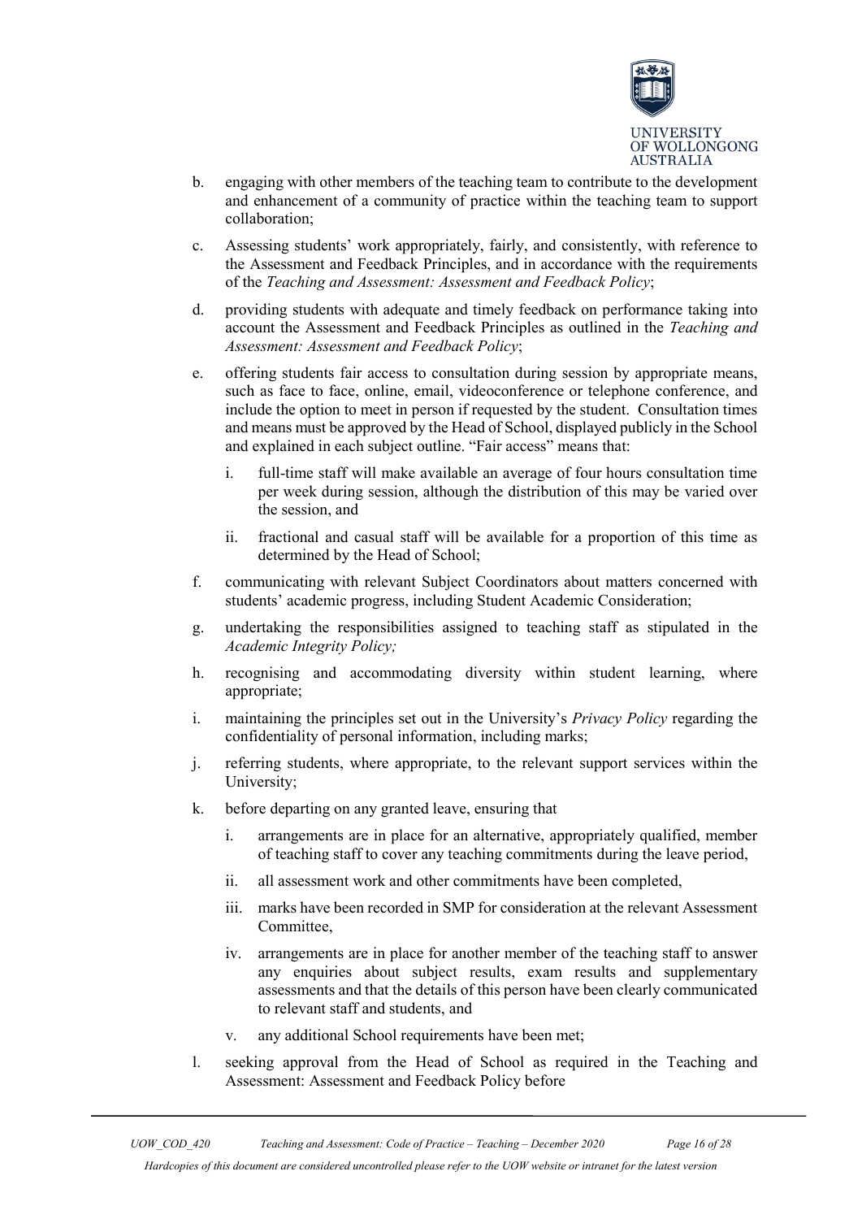b. engaging with other members of the teaching team to contribute to the development and enhancement of a community of practice within the teaching team to support collaboration;

c. Assessing students' work appropriately, fairly, and consistently, with reference to the Assessment and Feedback Principles, and in accordance with the requirements of the *Teaching and Assessment: Assessment and Feedback Policy*;

d. providing students with adequate and timely feedback on performance taking into account the Assessment and Feedback Principles as outlined in the *Teaching and Assessment: Assessment and Feedback Policy*;

e. offering students fair access to consultation during session by appropriate means, such as face to face, online, email, videoconference or telephone conference, and include the option to meet in person if requested by the student. Consultation times and means must be approved by the Head of School, displayed publicly in the School and explained in each subject outline. "Fair access" means that:

   i. full-time staff will make available an average of four hours consultation time per week during session, although the distribution of this may be varied over the session, and

   ii. fractional and casual staff will be available for a proportion of this time as determined by the Head of School;

f. communicating with relevant Subject Coordinators about matters concerned with students' academic progress, including Student Academic Consideration;

g. undertaking the responsibilities assigned to teaching staff as stipulated in the *Academic Integrity Policy;*

h. recognising and accommodating diversity within student learning, where appropriate;

i. maintaining the principles set out in the University's *Privacy Policy* regarding the confidentiality of personal information, including marks;

j. referring students, where appropriate, to the relevant support services within the University;

k. before departing on any granted leave, ensuring that

   i. arrangements are in place for an alternative, appropriately qualified, member of teaching staff to cover any teaching commitments during the leave period,

   ii. all assessment work and other commitments have been completed,

   iii. marks have been recorded in SMP for consideration at the relevant Assessment Committee,

   iv. arrangements are in place for another member of the teaching staff to answer any enquiries about subject results, exam results and supplementary assessments and that the details of this person have been clearly communicated to relevant staff and students, and

   v. any additional School requirements have been met;

l. seeking approval from the Head of School as required in the Teaching and Assessment: Assessment and Feedback Policy before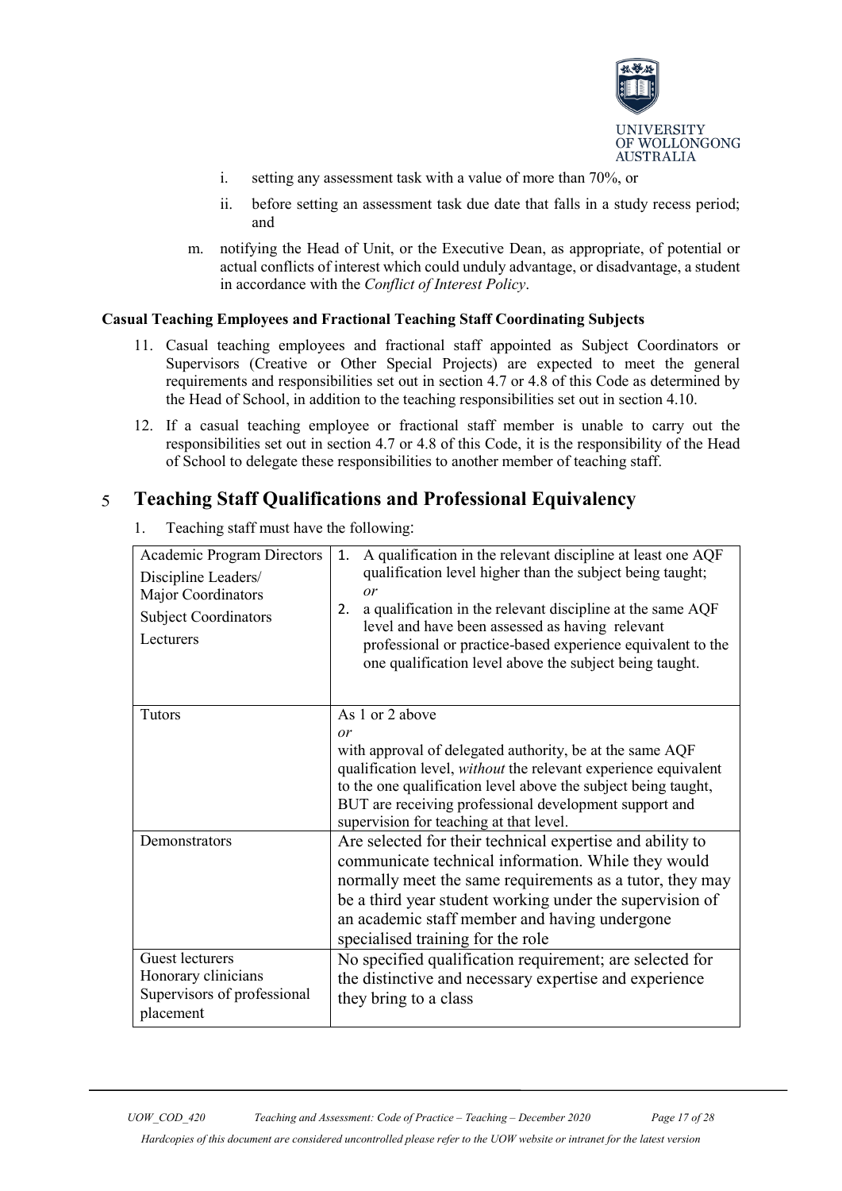i. setting any assessment task with a value of more than 70%, or

    ii. before setting an assessment task due date that falls in a study recess period; and

m. notifying the Head of Unit, or the Executive Dean, as appropriate, of potential or actual conflicts of interest which could unduly advantage, or disadvantage, a student in accordance with the *Conflict of Interest Policy*.

**Casual Teaching Employees and Fractional Teaching Staff Coordinating Subjects**

11. Casual teaching employees and fractional staff appointed as Subject Coordinators or Supervisors (Creative or Other Special Projects) are expected to meet the general requirements and responsibilities set out in section 4.7 or 4.8 of this Code as determined by the Head of School, in addition to the teaching responsibilities set out in section 4.10.

12. If a casual teaching employee or fractional staff member is unable to carry out the responsibilities set out in section 4.7 or 4.8 of this Code, it is the responsibility of the Head of School to delegate these responsibilities to another member of teaching staff.

# 5 Teaching Staff Qualifications and Professional Equivalency

1. Teaching staff must have the following:

| | |
|---|---|
| Academic Program Directors<br>Discipline Leaders/ Major Coordinators<br>Subject Coordinators<br>Lecturers | 1. A qualification in the relevant discipline at least one AQF qualification level higher than the subject being taught; *or*<br>2. a qualification in the relevant discipline at the same AQF level and have been assessed as having relevant professional or practice-based experience equivalent to the one qualification level above the subject being taught. |
| Tutors | As 1 or 2 above<br>*or*<br>with approval of delegated authority, be at the same AQF qualification level, *without* the relevant experience equivalent to the one qualification level above the subject being taught, BUT are receiving professional development support and supervision for teaching at that level. |
| Demonstrators | Are selected for their technical expertise and ability to communicate technical information. While they would normally meet the same requirements as a tutor, they may be a third year student working under the supervision of an academic staff member and having undergone specialised training for the role |
| Guest lecturers<br>Honorary clinicians<br>Supervisors of professional placement | No specified qualification requirement; are selected for the distinctive and necessary expertise and experience they bring to a class |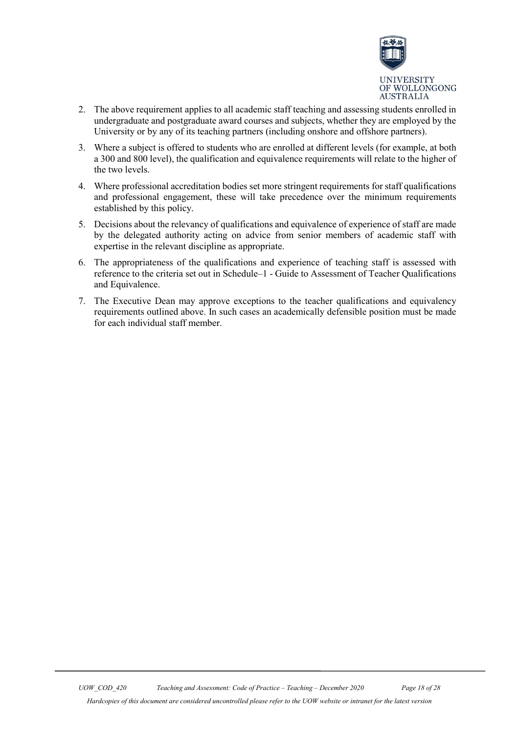2. The above requirement applies to all academic staff teaching and assessing students enrolled in undergraduate and postgraduate award courses and subjects, whether they are employed by the University or by any of its teaching partners (including onshore and offshore partners).

3. Where a subject is offered to students who are enrolled at different levels (for example, at both a 300 and 800 level), the qualification and equivalence requirements will relate to the higher of the two levels.

4. Where professional accreditation bodies set more stringent requirements for staff qualifications and professional engagement, these will take precedence over the minimum requirements established by this policy.

5. Decisions about the relevancy of qualifications and equivalence of experience of staff are made by the delegated authority acting on advice from senior members of academic staff with expertise in the relevant discipline as appropriate.

6. The appropriateness of the qualifications and experience of teaching staff is assessed with reference to the criteria set out in Schedule–1 - Guide to Assessment of Teacher Qualifications and Equivalence.

7. The Executive Dean may approve exceptions to the teacher qualifications and equivalency requirements outlined above. In such cases an academically defensible position must be made for each individual staff member.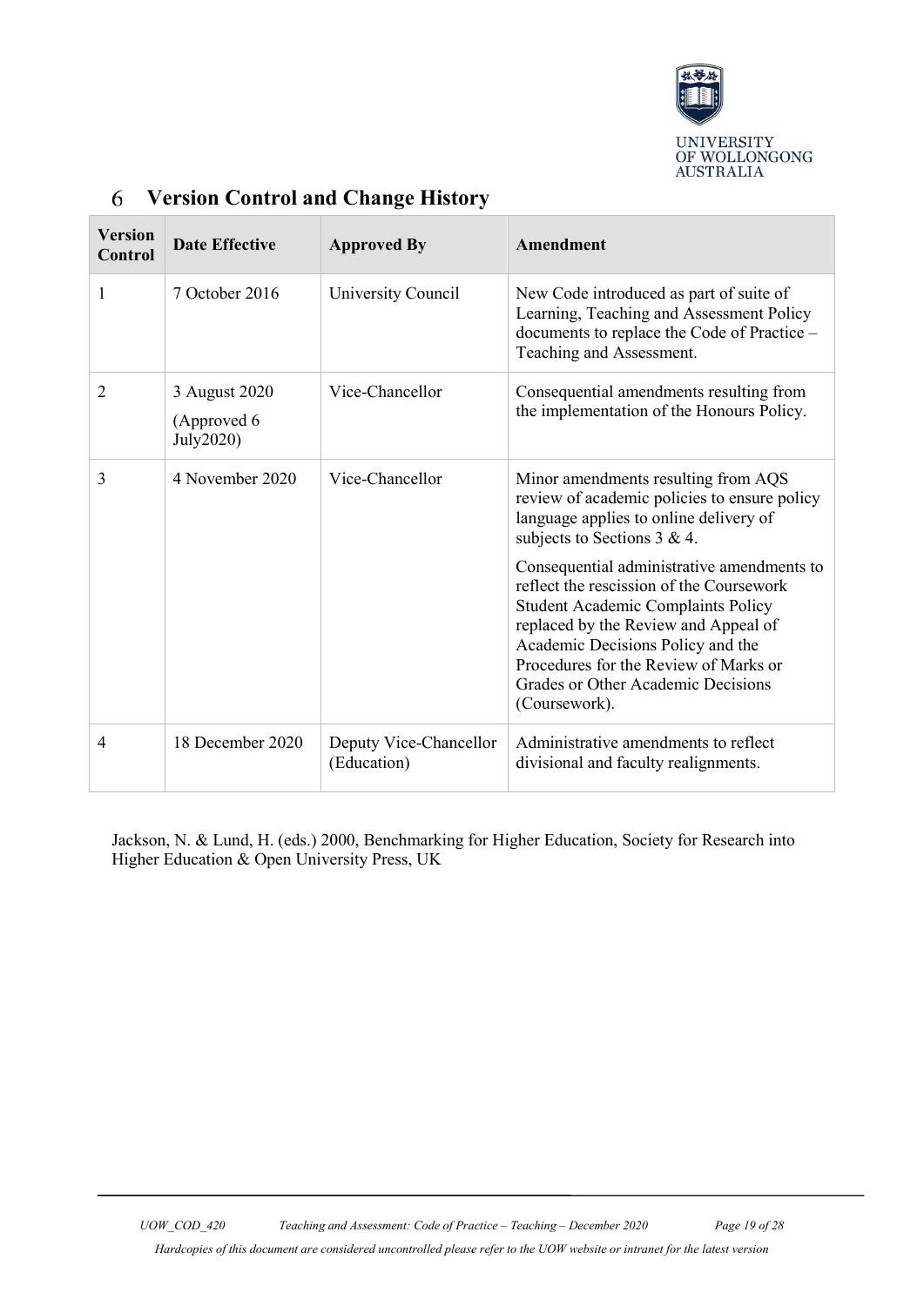## 6 Version Control and Change History

| Version Control | Date Effective | Approved By | Amendment |
|---|---|---|---|
| 1 | 7 October 2016 | University Council | New Code introduced as part of suite of Learning, Teaching and Assessment Policy documents to replace the Code of Practice – Teaching and Assessment. |
| 2 | 3 August 2020 (Approved 6 July2020) | Vice-Chancellor | Consequential amendments resulting from the implementation of the Honours Policy. |
| 3 | 4 November 2020 | Vice-Chancellor | Minor amendments resulting from AQS review of academic policies to ensure policy language applies to online delivery of subjects to Sections 3 & 4. Consequential administrative amendments to reflect the rescission of the Coursework Student Academic Complaints Policy replaced by the Review and Appeal of Academic Decisions Policy and the Procedures for the Review of Marks or Grades or Other Academic Decisions (Coursework). |
| 4 | 18 December 2020 | Deputy Vice-Chancellor (Education) | Administrative amendments to reflect divisional and faculty realignments. |

Jackson, N. & Lund, H. (eds.) 2000, Benchmarking for Higher Education, Society for Research into Higher Education & Open University Press, UK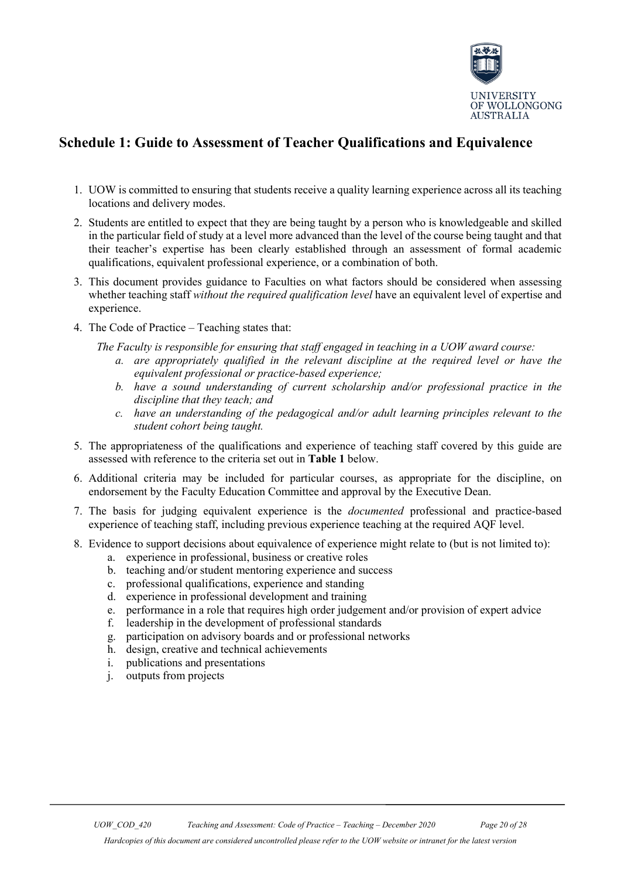## Schedule 1: Guide to Assessment of Teacher Qualifications and Equivalence

1. UOW is committed to ensuring that students receive a quality learning experience across all its teaching locations and delivery modes.
2. Students are entitled to expect that they are being taught by a person who is knowledgeable and skilled in the particular field of study at a level more advanced than the level of the course being taught and that their teacher's expertise has been clearly established through an assessment of formal academic qualifications, equivalent professional experience, or a combination of both.
3. This document provides guidance to Faculties on what factors should be considered when assessing whether teaching staff *without the required qualification level* have an equivalent level of expertise and experience.
4. The Code of Practice – Teaching states that:

   *The Faculty is responsible for ensuring that staff engaged in teaching in a UOW award course:*

   a. *are appropriately qualified in the relevant discipline at the required level or have the equivalent professional or practice-based experience;*
   b. *have a sound understanding of current scholarship and/or professional practice in the discipline that they teach; and*
   c. *have an understanding of the pedagogical and/or adult learning principles relevant to the student cohort being taught.*

5. The appropriateness of the qualifications and experience of teaching staff covered by this guide are assessed with reference to the criteria set out in **Table 1** below.
6. Additional criteria may be included for particular courses, as appropriate for the discipline, on endorsement by the Faculty Education Committee and approval by the Executive Dean.
7. The basis for judging equivalent experience is the *documented* professional and practice-based experience of teaching staff, including previous experience teaching at the required AQF level.
8. Evidence to support decisions about equivalence of experience might relate to (but is not limited to):
   a. experience in professional, business or creative roles
   b. teaching and/or student mentoring experience and success
   c. professional qualifications, experience and standing
   d. experience in professional development and training
   e. performance in a role that requires high order judgement and/or provision of expert advice
   f. leadership in the development of professional standards
   g. participation on advisory boards and or professional networks
   h. design, creative and technical achievements
   i. publications and presentations
   j. outputs from projects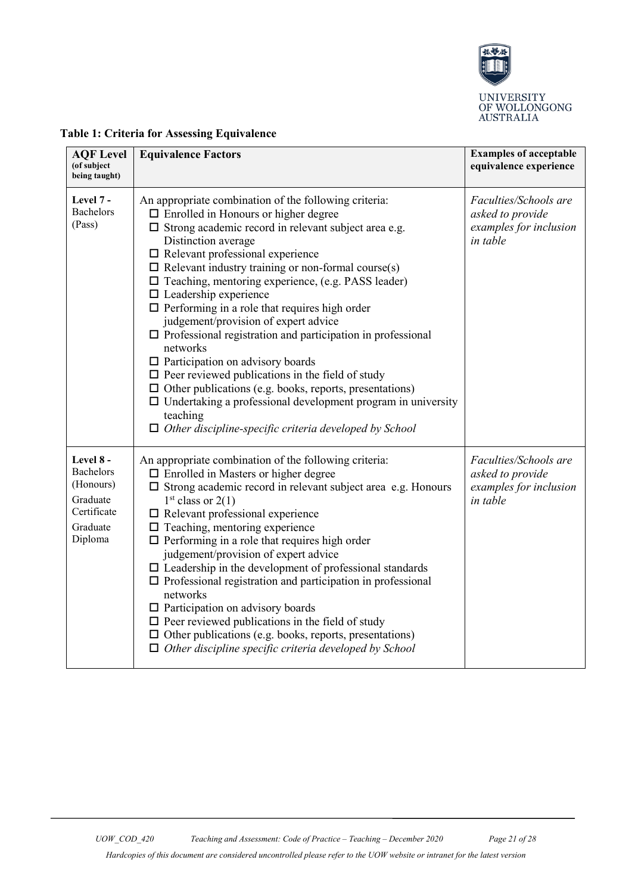**Table 1: Criteria for Assessing Equivalence**

| AQF Level (of subject being taught) | Equivalence Factors | Examples of acceptable equivalence experience |
|---|---|---|
| **Level 7 -** Bachelors (Pass) | An appropriate combination of the following criteria:<br>☐ Enrolled in Honours or higher degree<br>☐ Strong academic record in relevant subject area e.g. Distinction average<br>☐ Relevant professional experience<br>☐ Relevant industry training or non-formal course(s)<br>☐ Teaching, mentoring experience, (e.g. PASS leader)<br>☐ Leadership experience<br>☐ Performing in a role that requires high order judgement/provision of expert advice<br>☐ Professional registration and participation in professional networks<br>☐ Participation on advisory boards<br>☐ Peer reviewed publications in the field of study<br>☐ Other publications (e.g. books, reports, presentations)<br>☐ Undertaking a professional development program in university teaching<br>☐ *Other discipline-specific criteria developed by School* | *Faculties/Schools are asked to provide examples for inclusion in table* |
| **Level 8 -** Bachelors (Honours)<br>Graduate Certificate<br>Graduate Diploma | An appropriate combination of the following criteria:<br>☐ Enrolled in Masters or higher degree<br>☐ Strong academic record in relevant subject area e.g. Honours 1st class or 2(1)<br>☐ Relevant professional experience<br>☐ Teaching, mentoring experience<br>☐ Performing in a role that requires high order judgement/provision of expert advice<br>☐ Leadership in the development of professional standards<br>☐ Professional registration and participation in professional networks<br>☐ Participation on advisory boards<br>☐ Peer reviewed publications in the field of study<br>☐ Other publications (e.g. books, reports, presentations)<br>☐ *Other discipline specific criteria developed by School* | *Faculties/Schools are asked to provide examples for inclusion in table* |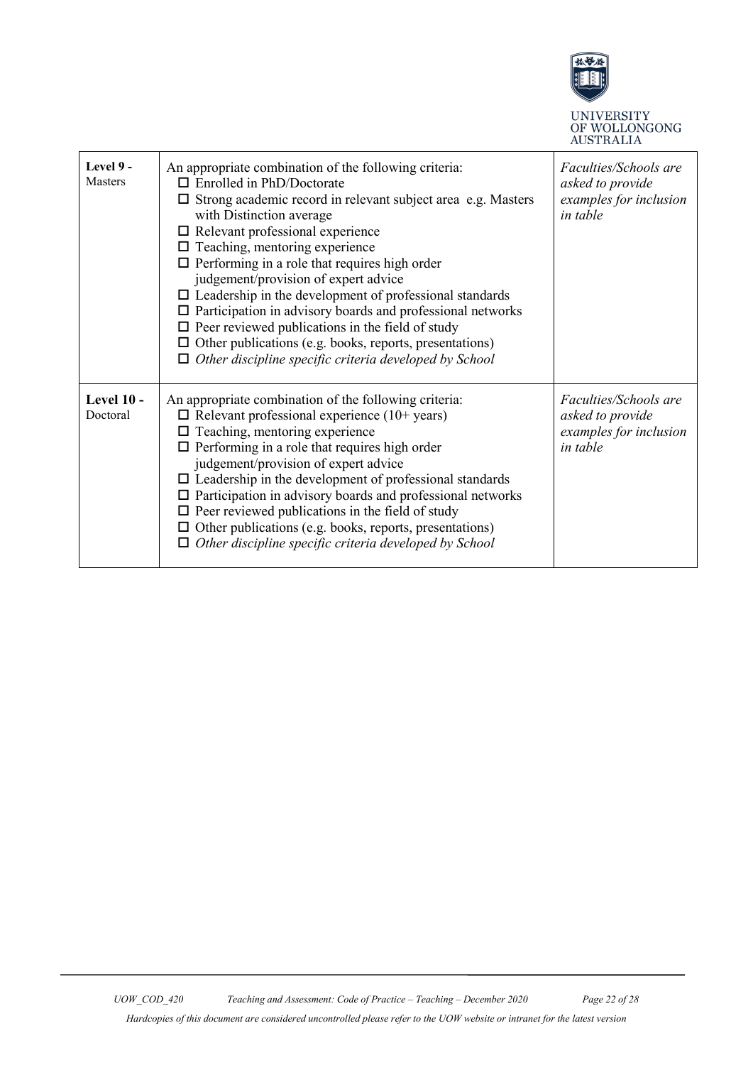| **Level 9 -** Masters | An appropriate combination of the following criteria:<br>☐ Enrolled in PhD/Doctorate<br>☐ Strong academic record in relevant subject area e.g. Masters with Distinction average<br>☐ Relevant professional experience<br>☐ Teaching, mentoring experience<br>☐ Performing in a role that requires high order judgement/provision of expert advice<br>☐ Leadership in the development of professional standards<br>☐ Participation in advisory boards and professional networks<br>☐ Peer reviewed publications in the field of study<br>☐ Other publications (e.g. books, reports, presentations)<br>☐ *Other discipline specific criteria developed by School* | *Faculties/Schools are asked to provide examples for inclusion in table* |
|---|---|---|
| **Level 10 -** Doctoral | An appropriate combination of the following criteria:<br>☐ Relevant professional experience (10+ years)<br>☐ Teaching, mentoring experience<br>☐ Performing in a role that requires high order judgement/provision of expert advice<br>☐ Leadership in the development of professional standards<br>☐ Participation in advisory boards and professional networks<br>☐ Peer reviewed publications in the field of study<br>☐ Other publications (e.g. books, reports, presentations)<br>☐ *Other discipline specific criteria developed by School* | *Faculties/Schools are asked to provide examples for inclusion in table* |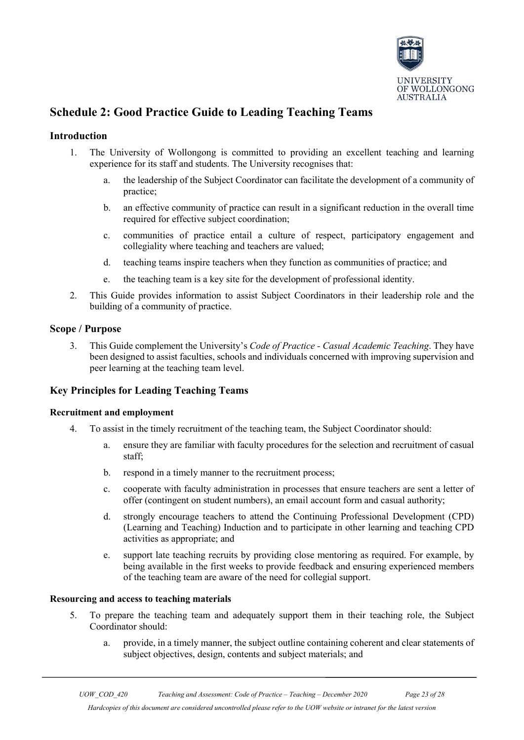# Schedule 2: Good Practice Guide to Leading Teaching Teams

## Introduction

1. The University of Wollongong is committed to providing an excellent teaching and learning experience for its staff and students. The University recognises that:
   a. the leadership of the Subject Coordinator can facilitate the development of a community of practice;
   b. an effective community of practice can result in a significant reduction in the overall time required for effective subject coordination;
   c. communities of practice entail a culture of respect, participatory engagement and collegiality where teaching and teachers are valued;
   d. teaching teams inspire teachers when they function as communities of practice; and
   e. the teaching team is a key site for the development of professional identity.
2. This Guide provides information to assist Subject Coordinators in their leadership role and the building of a community of practice.

## Scope / Purpose

3. This Guide complement the University's *Code of Practice - Casual Academic Teaching*. They have been designed to assist faculties, schools and individuals concerned with improving supervision and peer learning at the teaching team level.

## Key Principles for Leading Teaching Teams

### Recruitment and employment

4. To assist in the timely recruitment of the teaching team, the Subject Coordinator should:
   a. ensure they are familiar with faculty procedures for the selection and recruitment of casual staff;
   b. respond in a timely manner to the recruitment process;
   c. cooperate with faculty administration in processes that ensure teachers are sent a letter of offer (contingent on student numbers), an email account form and casual authority;
   d. strongly encourage teachers to attend the Continuing Professional Development (CPD) (Learning and Teaching) Induction and to participate in other learning and teaching CPD activities as appropriate; and
   e. support late teaching recruits by providing close mentoring as required. For example, by being available in the first weeks to provide feedback and ensuring experienced members of the teaching team are aware of the need for collegial support.

### Resourcing and access to teaching materials

5. To prepare the teaching team and adequately support them in their teaching role, the Subject Coordinator should:
   a. provide, in a timely manner, the subject outline containing coherent and clear statements of subject objectives, design, contents and subject materials; and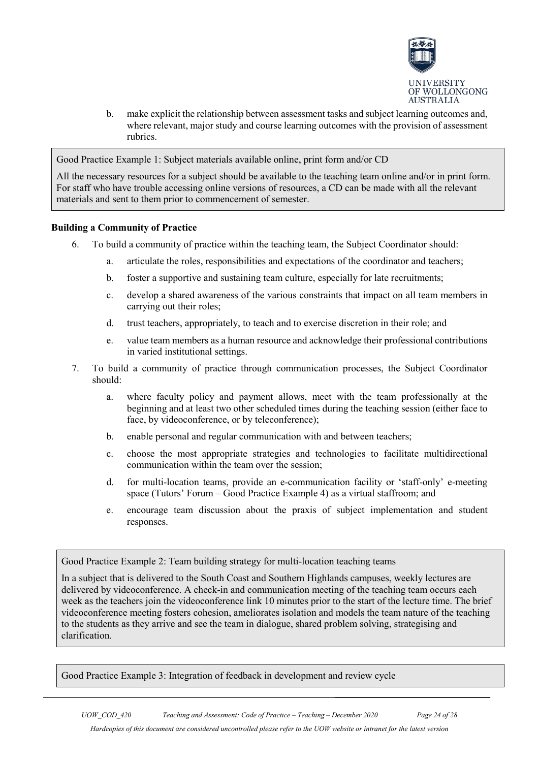b. make explicit the relationship between assessment tasks and subject learning outcomes and, where relevant, major study and course learning outcomes with the provision of assessment rubrics.

> Good Practice Example 1: Subject materials available online, print form and/or CD
>
> All the necessary resources for a subject should be available to the teaching team online and/or in print form. For staff who have trouble accessing online versions of resources, a CD can be made with all the relevant materials and sent to them prior to commencement of semester.

**Building a Community of Practice**

6. To build a community of practice within the teaching team, the Subject Coordinator should:
   a. articulate the roles, responsibilities and expectations of the coordinator and teachers;
   b. foster a supportive and sustaining team culture, especially for late recruitments;
   c. develop a shared awareness of the various constraints that impact on all team members in carrying out their roles;
   d. trust teachers, appropriately, to teach and to exercise discretion in their role; and
   e. value team members as a human resource and acknowledge their professional contributions in varied institutional settings.
7. To build a community of practice through communication processes, the Subject Coordinator should:
   a. where faculty policy and payment allows, meet with the team professionally at the beginning and at least two other scheduled times during the teaching session (either face to face, by videoconference, or by teleconference);
   b. enable personal and regular communication with and between teachers;
   c. choose the most appropriate strategies and technologies to facilitate multidirectional communication within the team over the session;
   d. for multi-location teams, provide an e-communication facility or 'staff-only' e-meeting space (Tutors' Forum – Good Practice Example 4) as a virtual staffroom; and
   e. encourage team discussion about the praxis of subject implementation and student responses.

> Good Practice Example 2: Team building strategy for multi-location teaching teams
>
> In a subject that is delivered to the South Coast and Southern Highlands campuses, weekly lectures are delivered by videoconference. A check-in and communication meeting of the teaching team occurs each week as the teachers join the videoconference link 10 minutes prior to the start of the lecture time. The brief videoconference meeting fosters cohesion, ameliorates isolation and models the team nature of the teaching to the students as they arrive and see the team in dialogue, shared problem solving, strategising and clarification.

> Good Practice Example 3: Integration of feedback in development and review cycle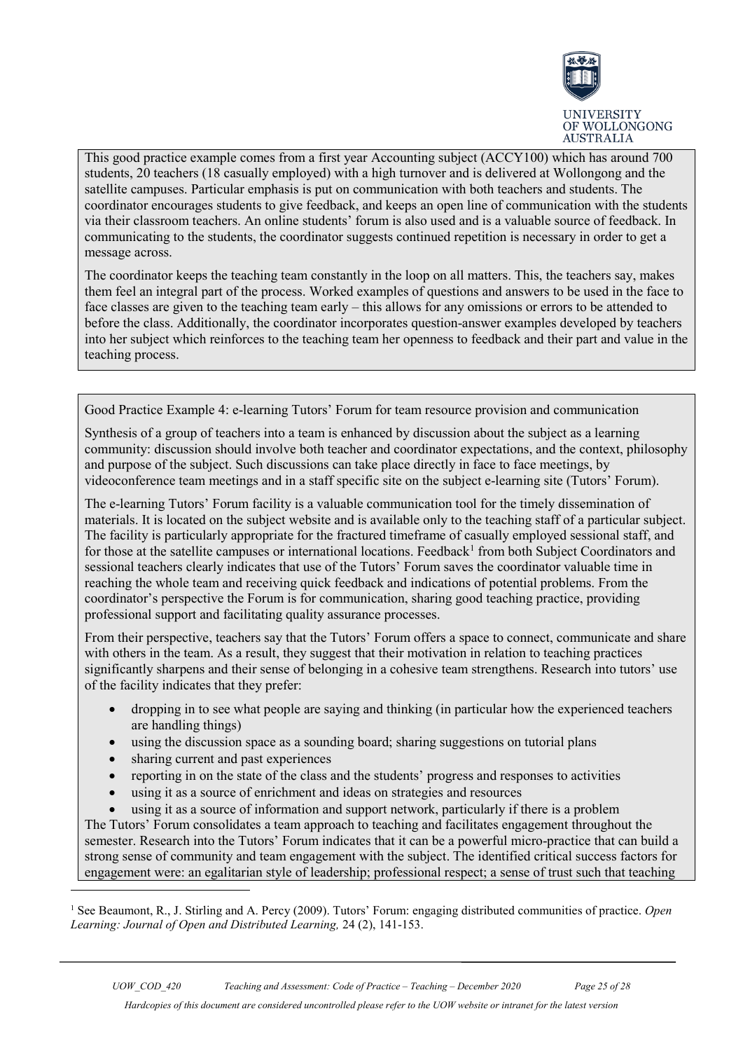This good practice example comes from a first year Accounting subject (ACCY100) which has around 700 students, 20 teachers (18 casually employed) with a high turnover and is delivered at Wollongong and the satellite campuses. Particular emphasis is put on communication with both teachers and students. The coordinator encourages students to give feedback, and keeps an open line of communication with the students via their classroom teachers. An online students' forum is also used and is a valuable source of feedback. In communicating to the students, the coordinator suggests continued repetition is necessary in order to get a message across.

The coordinator keeps the teaching team constantly in the loop on all matters. This, the teachers say, makes them feel an integral part of the process. Worked examples of questions and answers to be used in the face to face classes are given to the teaching team early – this allows for any omissions or errors to be attended to before the class. Additionally, the coordinator incorporates question-answer examples developed by teachers into her subject which reinforces to the teaching team her openness to feedback and their part and value in the teaching process.

Good Practice Example 4: e-learning Tutors' Forum for team resource provision and communication

Synthesis of a group of teachers into a team is enhanced by discussion about the subject as a learning community: discussion should involve both teacher and coordinator expectations, and the context, philosophy and purpose of the subject. Such discussions can take place directly in face to face meetings, by videoconference team meetings and in a staff specific site on the subject e-learning site (Tutors' Forum).

The e-learning Tutors' Forum facility is a valuable communication tool for the timely dissemination of materials. It is located on the subject website and is available only to the teaching staff of a particular subject. The facility is particularly appropriate for the fractured timeframe of casually employed sessional staff, and for those at the satellite campuses or international locations. Feedback[1] from both Subject Coordinators and sessional teachers clearly indicates that use of the Tutors' Forum saves the coordinator valuable time in reaching the whole team and receiving quick feedback and indications of potential problems. From the coordinator's perspective the Forum is for communication, sharing good teaching practice, providing professional support and facilitating quality assurance processes.

From their perspective, teachers say that the Tutors' Forum offers a space to connect, communicate and share with others in the team. As a result, they suggest that their motivation in relation to teaching practices significantly sharpens and their sense of belonging in a cohesive team strengthens. Research into tutors' use of the facility indicates that they prefer:

- dropping in to see what people are saying and thinking (in particular how the experienced teachers are handling things)
- using the discussion space as a sounding board; sharing suggestions on tutorial plans
- sharing current and past experiences
- reporting in on the state of the class and the students' progress and responses to activities
- using it as a source of enrichment and ideas on strategies and resources
- using it as a source of information and support network, particularly if there is a problem

The Tutors' Forum consolidates a team approach to teaching and facilitates engagement throughout the semester. Research into the Tutors' Forum indicates that it can be a powerful micro-practice that can build a strong sense of community and team engagement with the subject. The identified critical success factors for engagement were: an egalitarian style of leadership; professional respect; a sense of trust such that teaching

[1] See Beaumont, R., J. Stirling and A. Percy (2009). Tutors' Forum: engaging distributed communities of practice. *Open Learning: Journal of Open and Distributed Learning,* 24 (2), 141-153.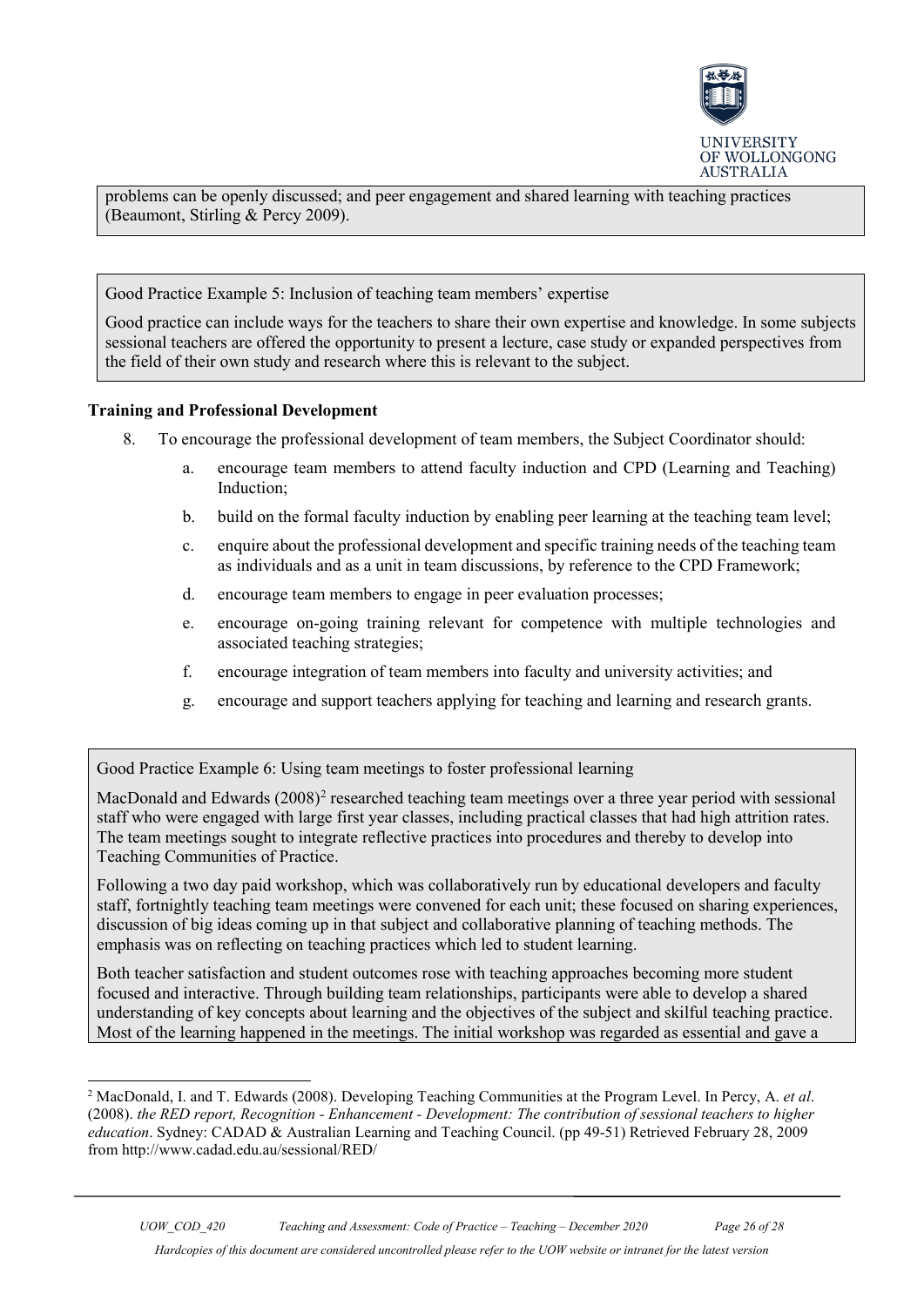problems can be openly discussed; and peer engagement and shared learning with teaching practices (Beaumont, Stirling & Percy 2009).

Good Practice Example 5: Inclusion of teaching team members' expertise

Good practice can include ways for the teachers to share their own expertise and knowledge. In some subjects sessional teachers are offered the opportunity to present a lecture, case study or expanded perspectives from the field of their own study and research where this is relevant to the subject.

**Training and Professional Development**

8. To encourage the professional development of team members, the Subject Coordinator should:
    a. encourage team members to attend faculty induction and CPD (Learning and Teaching) Induction;
    b. build on the formal faculty induction by enabling peer learning at the teaching team level;
    c. enquire about the professional development and specific training needs of the teaching team as individuals and as a unit in team discussions, by reference to the CPD Framework;
    d. encourage team members to engage in peer evaluation processes;
    e. encourage on-going training relevant for competence with multiple technologies and associated teaching strategies;
    f. encourage integration of team members into faculty and university activities; and
    g. encourage and support teachers applying for teaching and learning and research grants.

Good Practice Example 6: Using team meetings to foster professional learning

MacDonald and Edwards (2008)[2] researched teaching team meetings over a three year period with sessional staff who were engaged with large first year classes, including practical classes that had high attrition rates. The team meetings sought to integrate reflective practices into procedures and thereby to develop into Teaching Communities of Practice.

Following a two day paid workshop, which was collaboratively run by educational developers and faculty staff, fortnightly teaching team meetings were convened for each unit; these focused on sharing experiences, discussion of big ideas coming up in that subject and collaborative planning of teaching methods. The emphasis was on reflecting on teaching practices which led to student learning.

Both teacher satisfaction and student outcomes rose with teaching approaches becoming more student focused and interactive. Through building team relationships, participants were able to develop a shared understanding of key concepts about learning and the objectives of the subject and skilful teaching practice. Most of the learning happened in the meetings. The initial workshop was regarded as essential and gave a

[2] MacDonald, I. and T. Edwards (2008). Developing Teaching Communities at the Program Level. In Percy, A. *et al*. (2008). *the RED report, Recognition - Enhancement - Development: The contribution of sessional teachers to higher education*. Sydney: CADAD & Australian Learning and Teaching Council. (pp 49-51) Retrieved February 28, 2009 from http://www.cadad.edu.au/sessional/RED/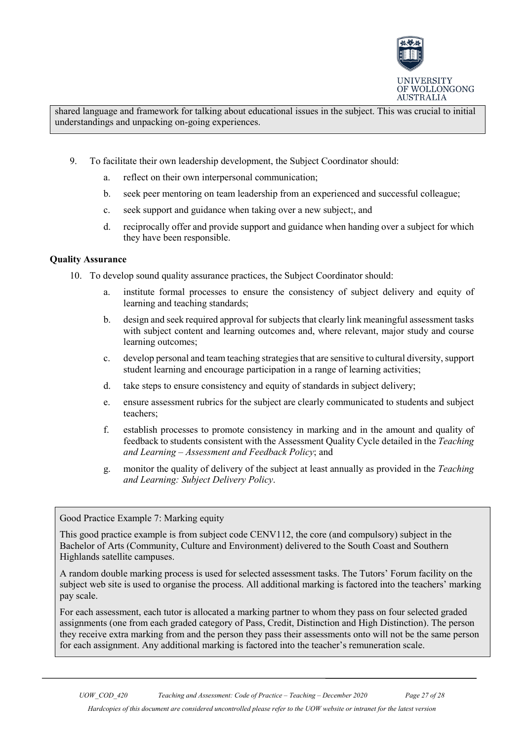shared language and framework for talking about educational issues in the subject. This was crucial to initial understandings and unpacking on-going experiences.

9. To facilitate their own leadership development, the Subject Coordinator should:
   a. reflect on their own interpersonal communication;
   b. seek peer mentoring on team leadership from an experienced and successful colleague;
   c. seek support and guidance when taking over a new subject;, and
   d. reciprocally offer and provide support and guidance when handing over a subject for which they have been responsible.

**Quality Assurance**

10. To develop sound quality assurance practices, the Subject Coordinator should:
    a. institute formal processes to ensure the consistency of subject delivery and equity of learning and teaching standards;
    b. design and seek required approval for subjects that clearly link meaningful assessment tasks with subject content and learning outcomes and, where relevant, major study and course learning outcomes;
    c. develop personal and team teaching strategies that are sensitive to cultural diversity, support student learning and encourage participation in a range of learning activities;
    d. take steps to ensure consistency and equity of standards in subject delivery;
    e. ensure assessment rubrics for the subject are clearly communicated to students and subject teachers;
    f. establish processes to promote consistency in marking and in the amount and quality of feedback to students consistent with the Assessment Quality Cycle detailed in the *Teaching and Learning – Assessment and Feedback Policy*; and
    g. monitor the quality of delivery of the subject at least annually as provided in the *Teaching and Learning: Subject Delivery Policy*.

Good Practice Example 7: Marking equity

This good practice example is from subject code CENV112, the core (and compulsory) subject in the Bachelor of Arts (Community, Culture and Environment) delivered to the South Coast and Southern Highlands satellite campuses.

A random double marking process is used for selected assessment tasks. The Tutors' Forum facility on the subject web site is used to organise the process. All additional marking is factored into the teachers' marking pay scale.

For each assessment, each tutor is allocated a marking partner to whom they pass on four selected graded assignments (one from each graded category of Pass, Credit, Distinction and High Distinction). The person they receive extra marking from and the person they pass their assessments onto will not be the same person for each assignment. Any additional marking is factored into the teacher's remuneration scale.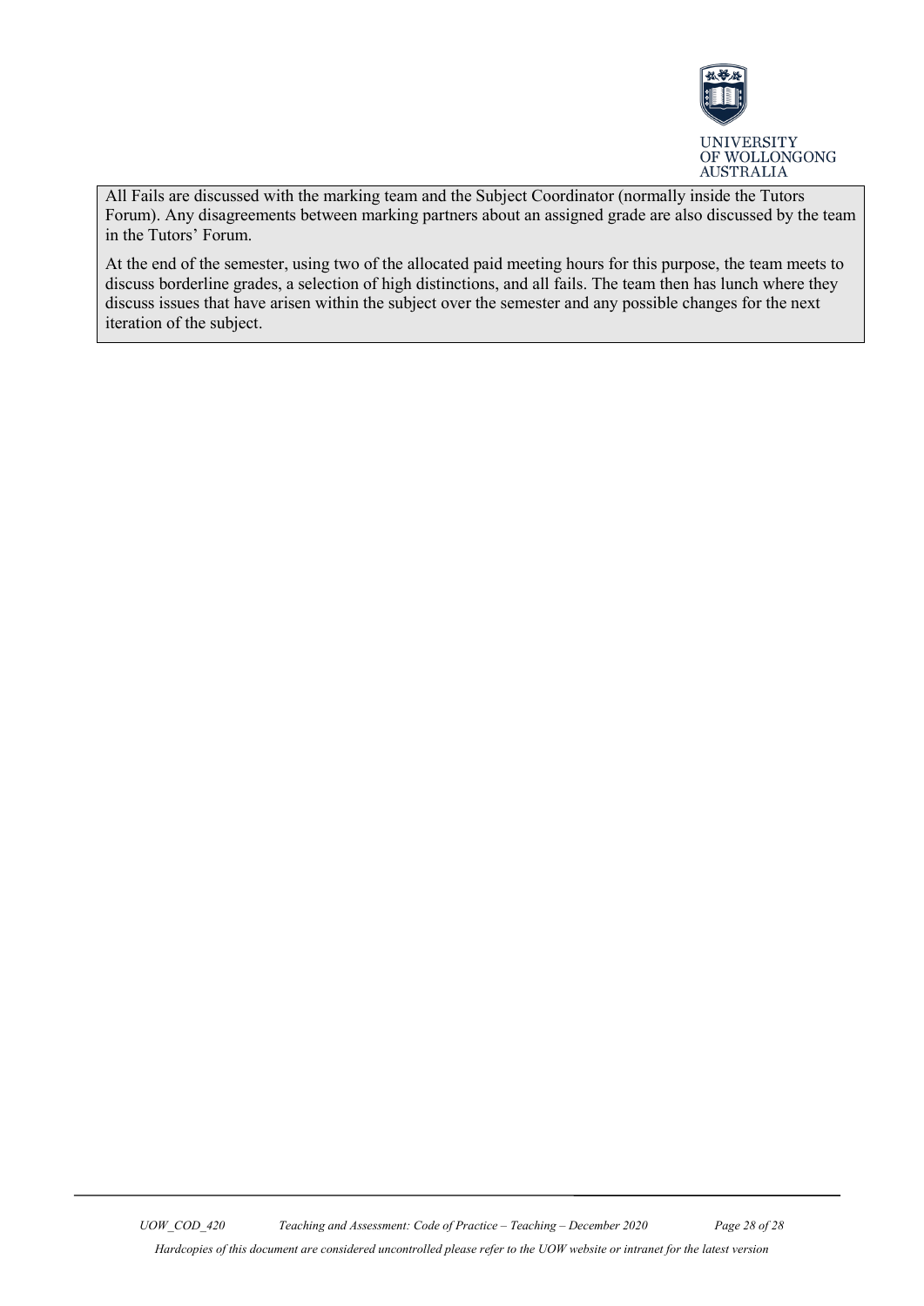All Fails are discussed with the marking team and the Subject Coordinator (normally inside the Tutors Forum). Any disagreements between marking partners about an assigned grade are also discussed by the team in the Tutors' Forum.

At the end of the semester, using two of the allocated paid meeting hours for this purpose, the team meets to discuss borderline grades, a selection of high distinctions, and all fails. The team then has lunch where they discuss issues that have arisen within the subject over the semester and any possible changes for the next iteration of the subject.